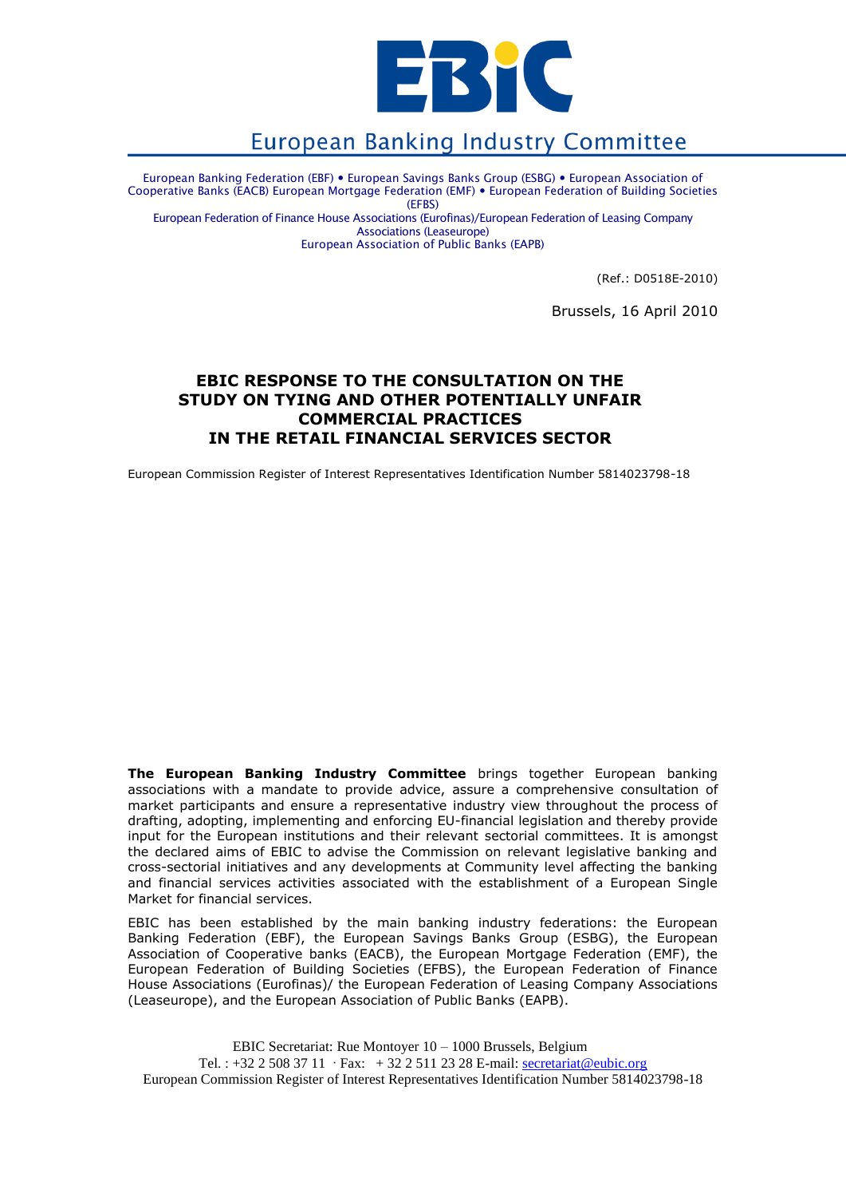# EBIC

## European Banking Industry Committee

European Banking Federation (EBF) • European Savings Banks Group (ESBG) • European Association of Cooperative Banks (EACB) European Mortgage Federation (EMF) • European Federation of Building Societies (EFBS)
European Federation of Finance House Associations (Eurofinas)/European Federation of Leasing Company Associations (Leaseurope)
European Association of Public Banks (EAPB)

(Ref.: D0518E-2010)

Brussels, 16 April 2010

# EBIC RESPONSE TO THE CONSULTATION ON THE STUDY ON TYING AND OTHER POTENTIALLY UNFAIR COMMERCIAL PRACTICES IN THE RETAIL FINANCIAL SERVICES SECTOR

European Commission Register of Interest Representatives Identification Number 5814023798-18

**The European Banking Industry Committee** brings together European banking associations with a mandate to provide advice, assure a comprehensive consultation of market participants and ensure a representative industry view throughout the process of drafting, adopting, implementing and enforcing EU-financial legislation and thereby provide input for the European institutions and their relevant sectorial committees. It is amongst the declared aims of EBIC to advise the Commission on relevant legislative banking and cross-sectorial initiatives and any developments at Community level affecting the banking and financial services activities associated with the establishment of a European Single Market for financial services.

EBIC has been established by the main banking industry federations: the European Banking Federation (EBF), the European Savings Banks Group (ESBG), the European Association of Cooperative banks (EACB), the European Mortgage Federation (EMF), the European Federation of Building Societies (EFBS), the European Federation of Finance House Associations (Eurofinas)/ the European Federation of Leasing Company Associations (Leaseurope), and the European Association of Public Banks (EAPB).

EBIC Secretariat: Rue Montoyer 10 – 1000 Brussels, Belgium
Tel. : +32 2 508 37 11 · Fax: + 32 2 511 23 28 E-mail: secretariat@eubic.org
European Commission Register of Interest Representatives Identification Number 5814023798-18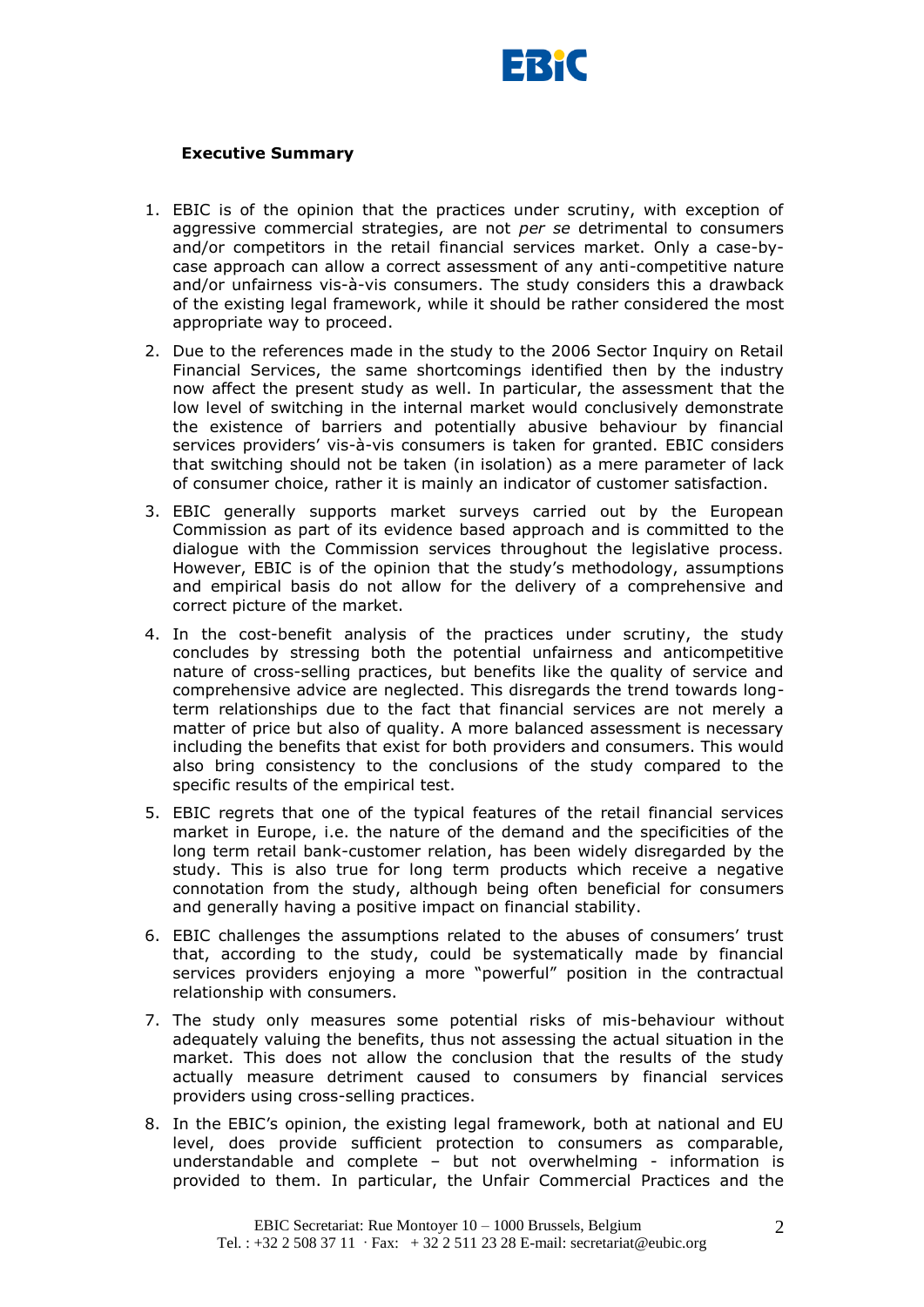**Executive Summary**

1. EBIC is of the opinion that the practices under scrutiny, with exception of aggressive commercial strategies, are not *per se* detrimental to consumers and/or competitors in the retail financial services market. Only a case-by-case approach can allow a correct assessment of any anti-competitive nature and/or unfairness vis-à-vis consumers. The study considers this a drawback of the existing legal framework, while it should be rather considered the most appropriate way to proceed.
2. Due to the references made in the study to the 2006 Sector Inquiry on Retail Financial Services, the same shortcomings identified then by the industry now affect the present study as well. In particular, the assessment that the low level of switching in the internal market would conclusively demonstrate the existence of barriers and potentially abusive behaviour by financial services providers' vis-à-vis consumers is taken for granted. EBIC considers that switching should not be taken (in isolation) as a mere parameter of lack of consumer choice, rather it is mainly an indicator of customer satisfaction.
3. EBIC generally supports market surveys carried out by the European Commission as part of its evidence based approach and is committed to the dialogue with the Commission services throughout the legislative process. However, EBIC is of the opinion that the study's methodology, assumptions and empirical basis do not allow for the delivery of a comprehensive and correct picture of the market.
4. In the cost-benefit analysis of the practices under scrutiny, the study concludes by stressing both the potential unfairness and anticompetitive nature of cross-selling practices, but benefits like the quality of service and comprehensive advice are neglected. This disregards the trend towards long-term relationships due to the fact that financial services are not merely a matter of price but also of quality. A more balanced assessment is necessary including the benefits that exist for both providers and consumers. This would also bring consistency to the conclusions of the study compared to the specific results of the empirical test.
5. EBIC regrets that one of the typical features of the retail financial services market in Europe, i.e. the nature of the demand and the specificities of the long term retail bank-customer relation, has been widely disregarded by the study. This is also true for long term products which receive a negative connotation from the study, although being often beneficial for consumers and generally having a positive impact on financial stability.
6. EBIC challenges the assumptions related to the abuses of consumers' trust that, according to the study, could be systematically made by financial services providers enjoying a more "powerful" position in the contractual relationship with consumers.
7. The study only measures some potential risks of mis-behaviour without adequately valuing the benefits, thus not assessing the actual situation in the market. This does not allow the conclusion that the results of the study actually measure detriment caused to consumers by financial services providers using cross-selling practices.
8. In the EBIC's opinion, the existing legal framework, both at national and EU level, does provide sufficient protection to consumers as comparable, understandable and complete – but not overwhelming - information is provided to them. In particular, the Unfair Commercial Practices and the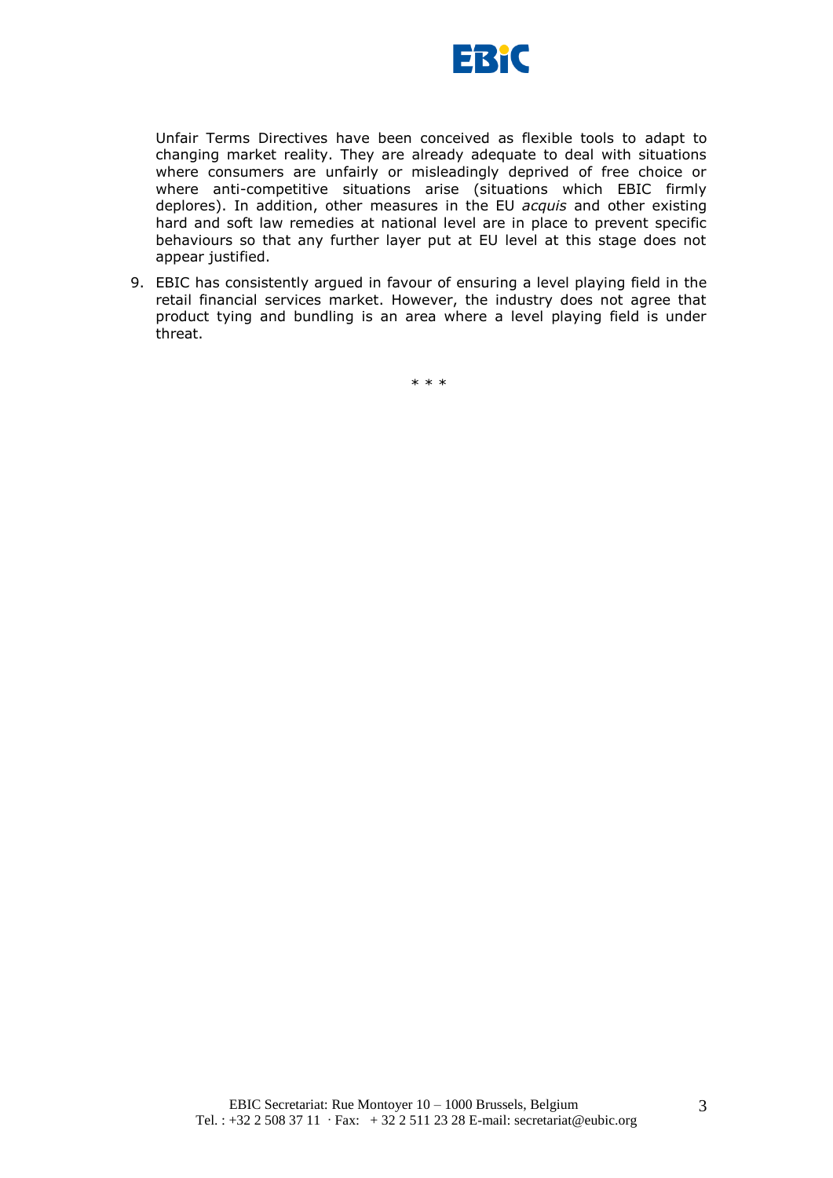Unfair Terms Directives have been conceived as flexible tools to adapt to changing market reality. They are already adequate to deal with situations where consumers are unfairly or misleadingly deprived of free choice or where anti-competitive situations arise (situations which EBIC firmly deplores). In addition, other measures in the EU *acquis* and other existing hard and soft law remedies at national level are in place to prevent specific behaviours so that any further layer put at EU level at this stage does not appear justified.

9. EBIC has consistently argued in favour of ensuring a level playing field in the retail financial services market. However, the industry does not agree that product tying and bundling is an area where a level playing field is under threat.

\* \* \*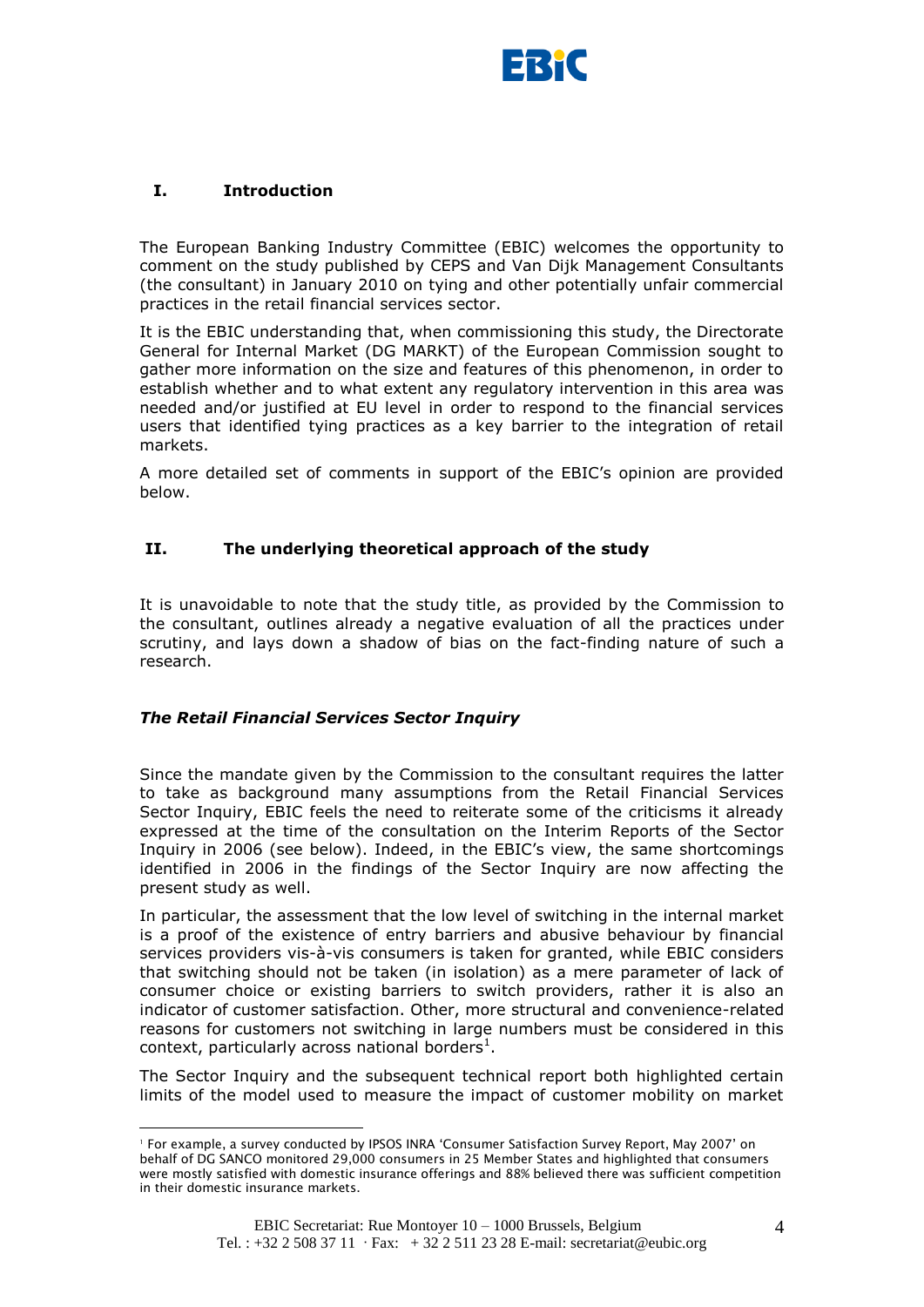## I. Introduction

The European Banking Industry Committee (EBIC) welcomes the opportunity to comment on the study published by CEPS and Van Dijk Management Consultants (the consultant) in January 2010 on tying and other potentially unfair commercial practices in the retail financial services sector.

It is the EBIC understanding that, when commissioning this study, the Directorate General for Internal Market (DG MARKT) of the European Commission sought to gather more information on the size and features of this phenomenon, in order to establish whether and to what extent any regulatory intervention in this area was needed and/or justified at EU level in order to respond to the financial services users that identified tying practices as a key barrier to the integration of retail markets.

A more detailed set of comments in support of the EBIC's opinion are provided below.

## II. The underlying theoretical approach of the study

It is unavoidable to note that the study title, as provided by the Commission to the consultant, outlines already a negative evaluation of all the practices under scrutiny, and lays down a shadow of bias on the fact-finding nature of such a research.

### *The Retail Financial Services Sector Inquiry*

Since the mandate given by the Commission to the consultant requires the latter to take as background many assumptions from the Retail Financial Services Sector Inquiry, EBIC feels the need to reiterate some of the criticisms it already expressed at the time of the consultation on the Interim Reports of the Sector Inquiry in 2006 (see below). Indeed, in the EBIC's view, the same shortcomings identified in 2006 in the findings of the Sector Inquiry are now affecting the present study as well.

In particular, the assessment that the low level of switching in the internal market is a proof of the existence of entry barriers and abusive behaviour by financial services providers vis-à-vis consumers is taken for granted, while EBIC considers that switching should not be taken (in isolation) as a mere parameter of lack of consumer choice or existing barriers to switch providers, rather it is also an indicator of customer satisfaction. Other, more structural and convenience-related reasons for customers not switching in large numbers must be considered in this context, particularly across national borders[1].

The Sector Inquiry and the subsequent technical report both highlighted certain limits of the model used to measure the impact of customer mobility on market

[1] For example, a survey conducted by IPSOS INRA 'Consumer Satisfaction Survey Report, May 2007' on behalf of DG SANCO monitored 29,000 consumers in 25 Member States and highlighted that consumers were mostly satisfied with domestic insurance offerings and 88% believed there was sufficient competition in their domestic insurance markets.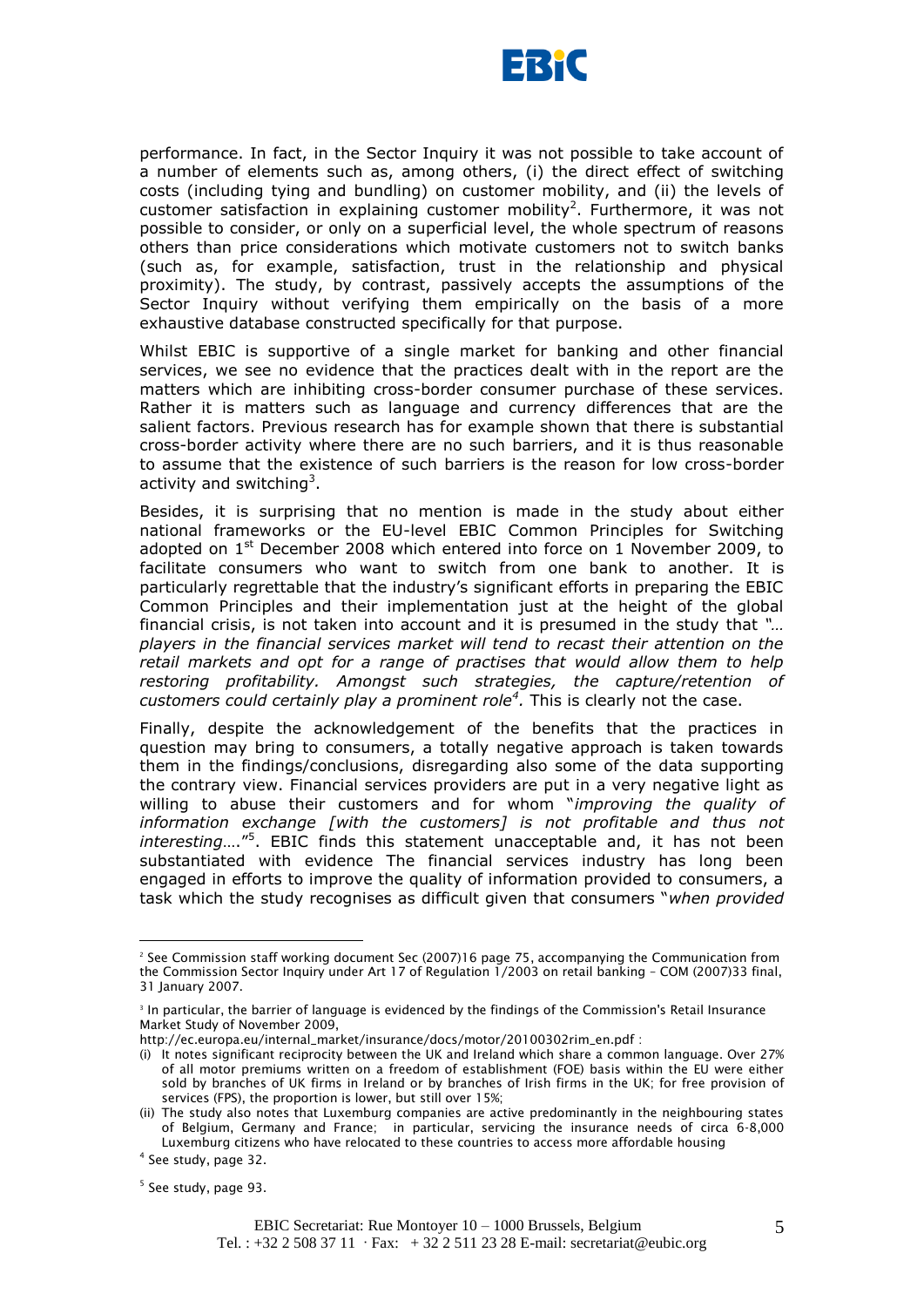performance. In fact, in the Sector Inquiry it was not possible to take account of a number of elements such as, among others, (i) the direct effect of switching costs (including tying and bundling) on customer mobility, and (ii) the levels of customer satisfaction in explaining customer mobility[2]. Furthermore, it was not possible to consider, or only on a superficial level, the whole spectrum of reasons others than price considerations which motivate customers not to switch banks (such as, for example, satisfaction, trust in the relationship and physical proximity). The study, by contrast, passively accepts the assumptions of the Sector Inquiry without verifying them empirically on the basis of a more exhaustive database constructed specifically for that purpose.

Whilst EBIC is supportive of a single market for banking and other financial services, we see no evidence that the practices dealt with in the report are the matters which are inhibiting cross-border consumer purchase of these services. Rather it is matters such as language and currency differences that are the salient factors. Previous research has for example shown that there is substantial cross-border activity where there are no such barriers, and it is thus reasonable to assume that the existence of such barriers is the reason for low cross-border activity and switching[3].

Besides, it is surprising that no mention is made in the study about either national frameworks or the EU-level EBIC Common Principles for Switching adopted on 1st December 2008 which entered into force on 1 November 2009, to facilitate consumers who want to switch from one bank to another. It is particularly regrettable that the industry's significant efforts in preparing the EBIC Common Principles and their implementation just at the height of the global financial crisis, is not taken into account and it is presumed in the study that *"… players in the financial services market will tend to recast their attention on the retail markets and opt for a range of practises that would allow them to help restoring profitability. Amongst such strategies, the capture/retention of customers could certainly play a prominent role[4].* This is clearly not the case.

Finally, despite the acknowledgement of the benefits that the practices in question may bring to consumers, a totally negative approach is taken towards them in the findings/conclusions, disregarding also some of the data supporting the contrary view. Financial services providers are put in a very negative light as willing to abuse their customers and for whom "*improving the quality of information exchange [with the customers] is not profitable and thus not interesting….*"[5]. EBIC finds this statement unacceptable and, it has not been substantiated with evidence The financial services industry has long been engaged in efforts to improve the quality of information provided to consumers, a task which the study recognises as difficult given that consumers "*when provided*

---

[2] See Commission staff working document Sec (2007)16 page 75, accompanying the Communication from the Commission Sector Inquiry under Art 17 of Regulation 1/2003 on retail banking – COM (2007)33 final, 31 January 2007.

[3] In particular, the barrier of language is evidenced by the findings of the Commission's Retail Insurance Market Study of November 2009, http://ec.europa.eu/internal_market/insurance/docs/motor/20100302rim_en.pdf :

(i) It notes significant reciprocity between the UK and Ireland which share a common language. Over 27% of all motor premiums written on a freedom of establishment (FOE) basis within the EU were either sold by branches of UK firms in Ireland or by branches of Irish firms in the UK; for free provision of services (FPS), the proportion is lower, but still over 15%;

(ii) The study also notes that Luxemburg companies are active predominantly in the neighbouring states of Belgium, Germany and France; in particular, servicing the insurance needs of circa 6-8,000 Luxemburg citizens who have relocated to these countries to access more affordable housing

[4] See study, page 32.

[5] See study, page 93.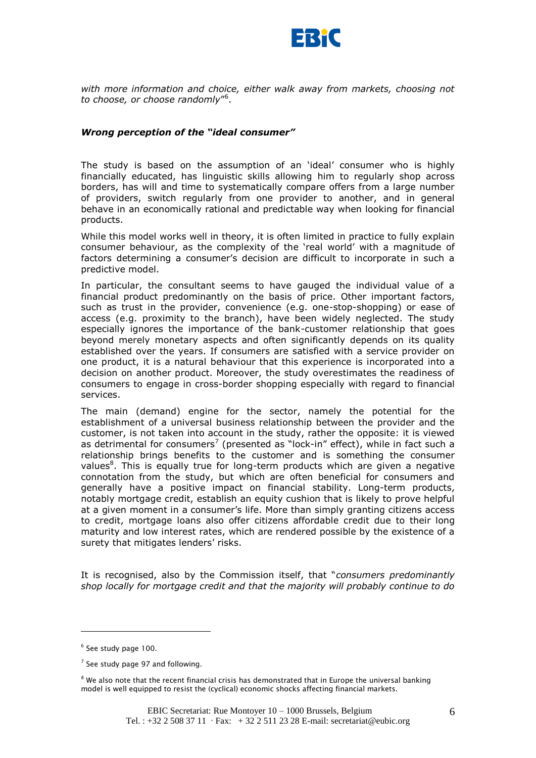*with more information and choice, either walk away from markets, choosing not to choose, or choose randomly*"[6].

***Wrong perception of the "ideal consumer"***

The study is based on the assumption of an 'ideal' consumer who is highly financially educated, has linguistic skills allowing him to regularly shop across borders, has will and time to systematically compare offers from a large number of providers, switch regularly from one provider to another, and in general behave in an economically rational and predictable way when looking for financial products.

While this model works well in theory, it is often limited in practice to fully explain consumer behaviour, as the complexity of the 'real world' with a magnitude of factors determining a consumer's decision are difficult to incorporate in such a predictive model.

In particular, the consultant seems to have gauged the individual value of a financial product predominantly on the basis of price. Other important factors, such as trust in the provider, convenience (e.g. one-stop-shopping) or ease of access (e.g. proximity to the branch), have been widely neglected. The study especially ignores the importance of the bank-customer relationship that goes beyond merely monetary aspects and often significantly depends on its quality established over the years. If consumers are satisfied with a service provider on one product, it is a natural behaviour that this experience is incorporated into a decision on another product. Moreover, the study overestimates the readiness of consumers to engage in cross-border shopping especially with regard to financial services.

The main (demand) engine for the sector, namely the potential for the establishment of a universal business relationship between the provider and the customer, is not taken into account in the study, rather the opposite: it is viewed as detrimental for consumers[7] (presented as "lock-in" effect), while in fact such a relationship brings benefits to the customer and is something the consumer values[8]. This is equally true for long-term products which are given a negative connotation from the study, but which are often beneficial for consumers and generally have a positive impact on financial stability. Long-term products, notably mortgage credit, establish an equity cushion that is likely to prove helpful at a given moment in a consumer's life. More than simply granting citizens access to credit, mortgage loans also offer citizens affordable credit due to their long maturity and low interest rates, which are rendered possible by the existence of a surety that mitigates lenders' risks.

It is recognised, also by the Commission itself, that "*consumers predominantly shop locally for mortgage credit and that the majority will probably continue to do*

---

[6] See study page 100.

[7] See study page 97 and following.

[8] We also note that the recent financial crisis has demonstrated that in Europe the universal banking model is well equipped to resist the (cyclical) economic shocks affecting financial markets.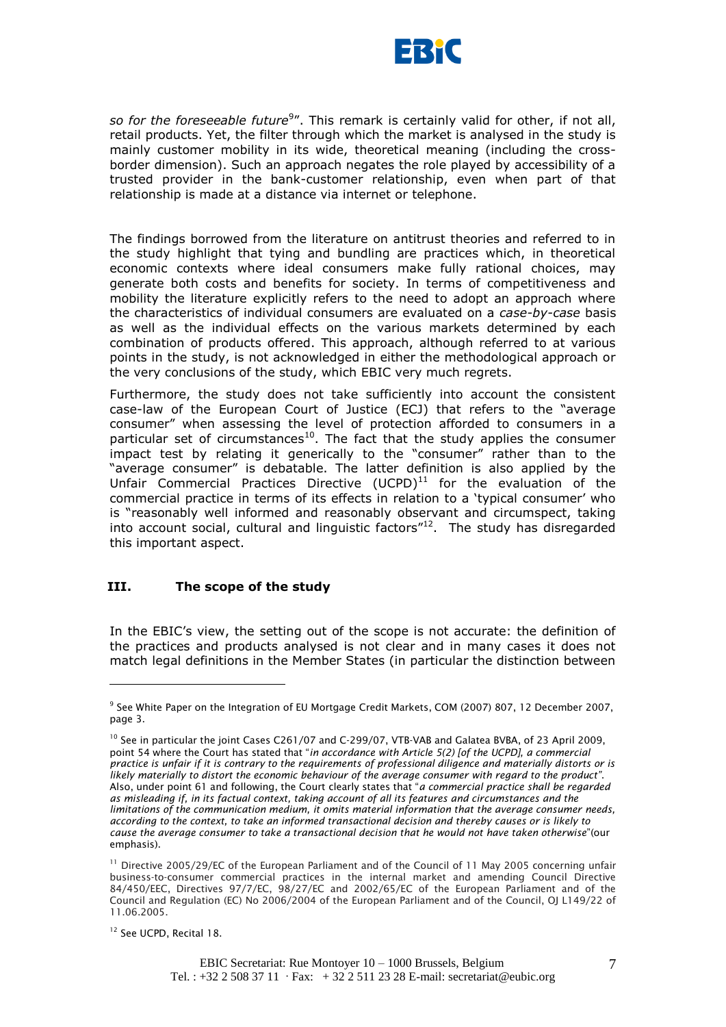*so for the foreseeable future*[9]". This remark is certainly valid for other, if not all, retail products. Yet, the filter through which the market is analysed in the study is mainly customer mobility in its wide, theoretical meaning (including the cross-border dimension). Such an approach negates the role played by accessibility of a trusted provider in the bank-customer relationship, even when part of that relationship is made at a distance via internet or telephone.

The findings borrowed from the literature on antitrust theories and referred to in the study highlight that tying and bundling are practices which, in theoretical economic contexts where ideal consumers make fully rational choices, may generate both costs and benefits for society. In terms of competitiveness and mobility the literature explicitly refers to the need to adopt an approach where the characteristics of individual consumers are evaluated on a *case-by-case* basis as well as the individual effects on the various markets determined by each combination of products offered. This approach, although referred to at various points in the study, is not acknowledged in either the methodological approach or the very conclusions of the study, which EBIC very much regrets.

Furthermore, the study does not take sufficiently into account the consistent case-law of the European Court of Justice (ECJ) that refers to the "average consumer" when assessing the level of protection afforded to consumers in a particular set of circumstances[10]. The fact that the study applies the consumer impact test by relating it generically to the "consumer" rather than to the "average consumer" is debatable. The latter definition is also applied by the Unfair Commercial Practices Directive (UCPD)[11] for the evaluation of the commercial practice in terms of its effects in relation to a 'typical consumer' who is "reasonably well informed and reasonably observant and circumspect, taking into account social, cultural and linguistic factors"[12]. The study has disregarded this important aspect.

## III. The scope of the study

In the EBIC's view, the setting out of the scope is not accurate: the definition of the practices and products analysed is not clear and in many cases it does not match legal definitions in the Member States (in particular the distinction between

---

[9] See White Paper on the Integration of EU Mortgage Credit Markets, COM (2007) 807, 12 December 2007, page 3.

[10] See in particular the joint Cases C261/07 and C-299/07, VTB-VAB and Galatea BVBA, of 23 April 2009, point 54 where the Court has stated that "*in accordance with Article 5(2) [of the UCPD], a commercial practice is unfair if it is contrary to the requirements of professional diligence and materially distorts or is likely materially to distort the economic behaviour of the average consumer with regard to the product*". Also, under point 61 and following, the Court clearly states that "*a commercial practice shall be regarded as misleading if, in its factual context, taking account of all its features and circumstances and the limitations of the communication medium, it omits material information that the average consumer needs, according to the context, to take an informed transactional decision and thereby causes or is likely to cause the average consumer to take a transactional decision that he would not have taken otherwise*"(our emphasis).

[11] Directive 2005/29/EC of the European Parliament and of the Council of 11 May 2005 concerning unfair business-to-consumer commercial practices in the internal market and amending Council Directive 84/450/EEC, Directives 97/7/EC, 98/27/EC and 2002/65/EC of the European Parliament and of the Council and Regulation (EC) No 2006/2004 of the European Parliament and of the Council, OJ L149/22 of 11.06.2005.

[12] See UCPD, Recital 18.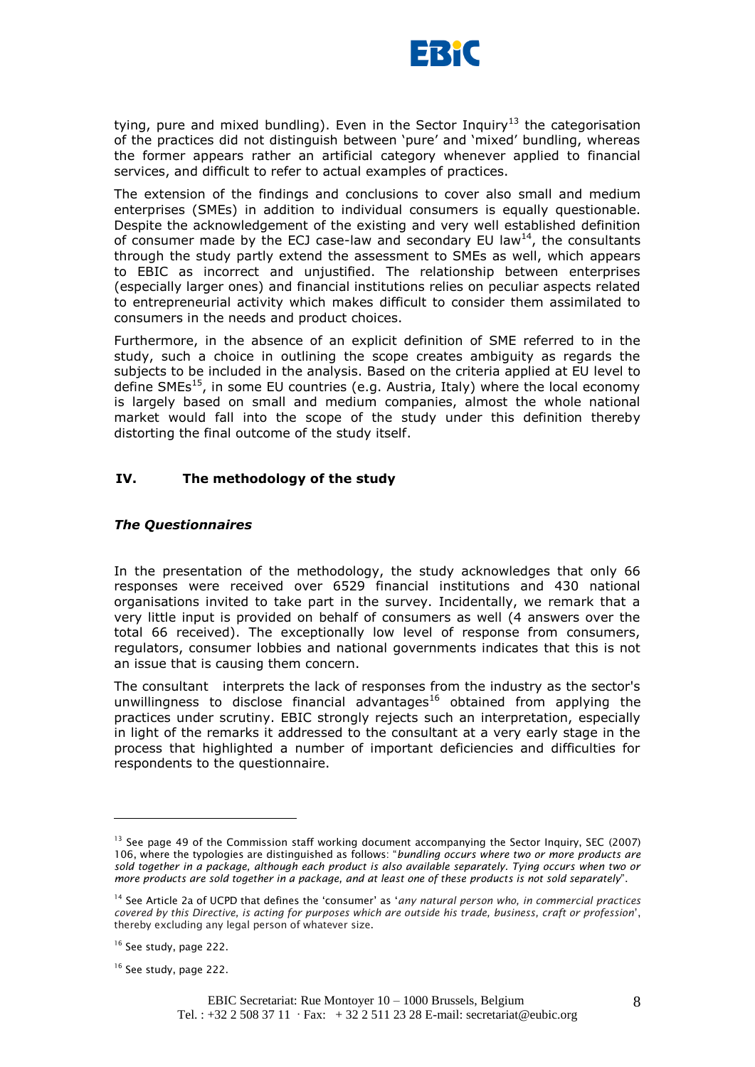tying, pure and mixed bundling). Even in the Sector Inquiry[13] the categorisation of the practices did not distinguish between 'pure' and 'mixed' bundling, whereas the former appears rather an artificial category whenever applied to financial services, and difficult to refer to actual examples of practices.

The extension of the findings and conclusions to cover also small and medium enterprises (SMEs) in addition to individual consumers is equally questionable. Despite the acknowledgement of the existing and very well established definition of consumer made by the ECJ case-law and secondary EU law[14], the consultants through the study partly extend the assessment to SMEs as well, which appears to EBIC as incorrect and unjustified. The relationship between enterprises (especially larger ones) and financial institutions relies on peculiar aspects related to entrepreneurial activity which makes difficult to consider them assimilated to consumers in the needs and product choices.

Furthermore, in the absence of an explicit definition of SME referred to in the study, such a choice in outlining the scope creates ambiguity as regards the subjects to be included in the analysis. Based on the criteria applied at EU level to define SMEs[15], in some EU countries (e.g. Austria, Italy) where the local economy is largely based on small and medium companies, almost the whole national market would fall into the scope of the study under this definition thereby distorting the final outcome of the study itself.

## IV. The methodology of the study

### *The Questionnaires*

In the presentation of the methodology, the study acknowledges that only 66 responses were received over 6529 financial institutions and 430 national organisations invited to take part in the survey. Incidentally, we remark that a very little input is provided on behalf of consumers as well (4 answers over the total 66 received). The exceptionally low level of response from consumers, regulators, consumer lobbies and national governments indicates that this is not an issue that is causing them concern.

The consultant interprets the lack of responses from the industry as the sector's unwillingness to disclose financial advantages[16] obtained from applying the practices under scrutiny. EBIC strongly rejects such an interpretation, especially in light of the remarks it addressed to the consultant at a very early stage in the process that highlighted a number of important deficiencies and difficulties for respondents to the questionnaire.

---

[13] See page 49 of the Commission staff working document accompanying the Sector Inquiry, SEC (2007) 106, where the typologies are distinguished as follows: "*bundling occurs where two or more products are sold together in a package, although each product is also available separately. Tying occurs when two or more products are sold together in a package, and at least one of these products is not sold separately*".

[14] See Article 2a of UCPD that defines the 'consumer' as '*any natural person who, in commercial practices covered by this Directive, is acting for purposes which are outside his trade, business, craft or profession*', thereby excluding any legal person of whatever size.

[16] See study, page 222.

[16] See study, page 222.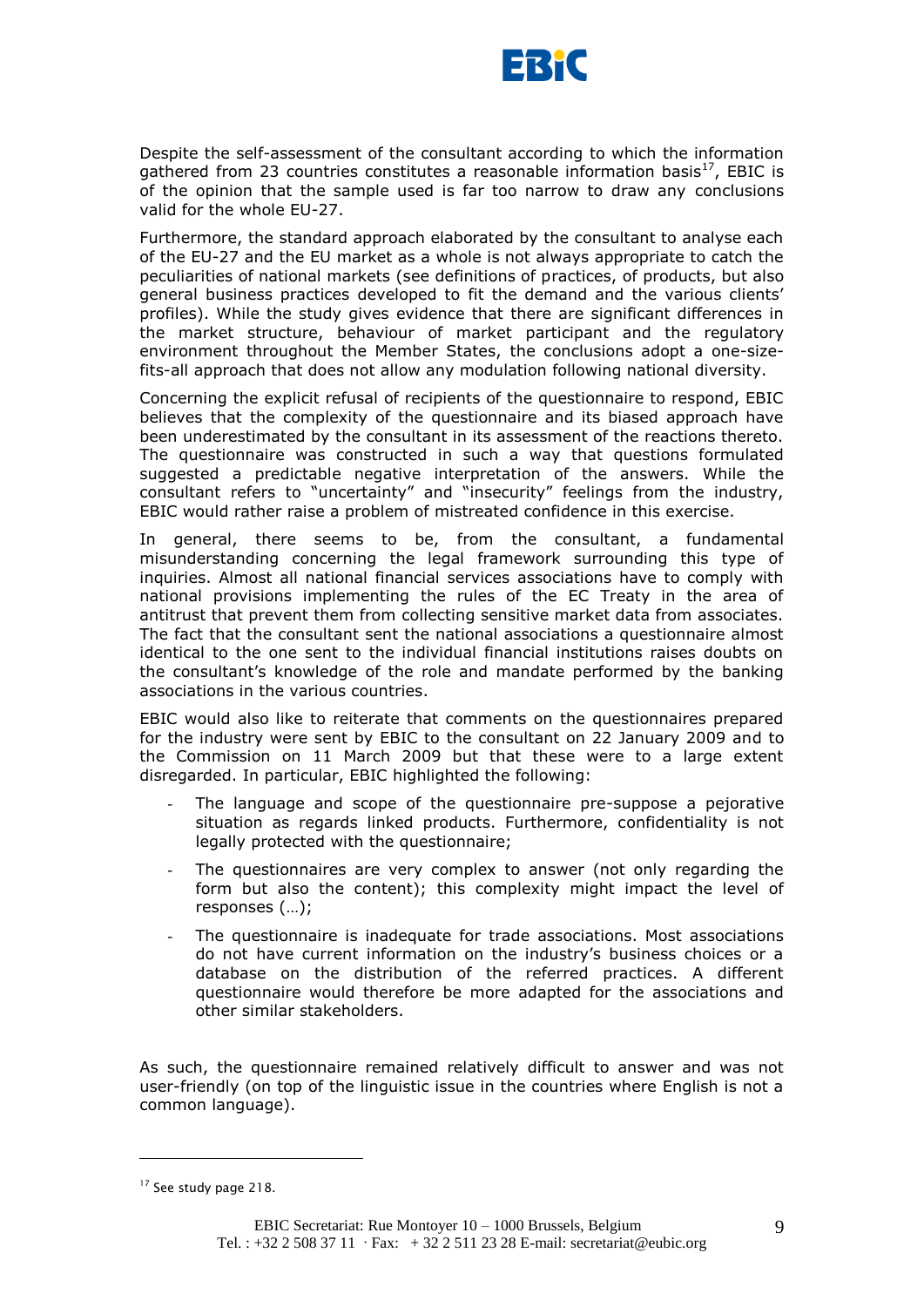Despite the self-assessment of the consultant according to which the information gathered from 23 countries constitutes a reasonable information basis[17], EBIC is of the opinion that the sample used is far too narrow to draw any conclusions valid for the whole EU-27.

Furthermore, the standard approach elaborated by the consultant to analyse each of the EU-27 and the EU market as a whole is not always appropriate to catch the peculiarities of national markets (see definitions of practices, of products, but also general business practices developed to fit the demand and the various clients' profiles). While the study gives evidence that there are significant differences in the market structure, behaviour of market participant and the regulatory environment throughout the Member States, the conclusions adopt a one-size-fits-all approach that does not allow any modulation following national diversity.

Concerning the explicit refusal of recipients of the questionnaire to respond, EBIC believes that the complexity of the questionnaire and its biased approach have been underestimated by the consultant in its assessment of the reactions thereto. The questionnaire was constructed in such a way that questions formulated suggested a predictable negative interpretation of the answers. While the consultant refers to "uncertainty" and "insecurity" feelings from the industry, EBIC would rather raise a problem of mistreated confidence in this exercise.

In general, there seems to be, from the consultant, a fundamental misunderstanding concerning the legal framework surrounding this type of inquiries. Almost all national financial services associations have to comply with national provisions implementing the rules of the EC Treaty in the area of antitrust that prevent them from collecting sensitive market data from associates. The fact that the consultant sent the national associations a questionnaire almost identical to the one sent to the individual financial institutions raises doubts on the consultant's knowledge of the role and mandate performed by the banking associations in the various countries.

EBIC would also like to reiterate that comments on the questionnaires prepared for the industry were sent by EBIC to the consultant on 22 January 2009 and to the Commission on 11 March 2009 but that these were to a large extent disregarded. In particular, EBIC highlighted the following:

- The language and scope of the questionnaire pre-suppose a pejorative situation as regards linked products. Furthermore, confidentiality is not legally protected with the questionnaire;
- The questionnaires are very complex to answer (not only regarding the form but also the content); this complexity might impact the level of responses (…);
- The questionnaire is inadequate for trade associations. Most associations do not have current information on the industry's business choices or a database on the distribution of the referred practices. A different questionnaire would therefore be more adapted for the associations and other similar stakeholders.

As such, the questionnaire remained relatively difficult to answer and was not user-friendly (on top of the linguistic issue in the countries where English is not a common language).

[17] See study page 218.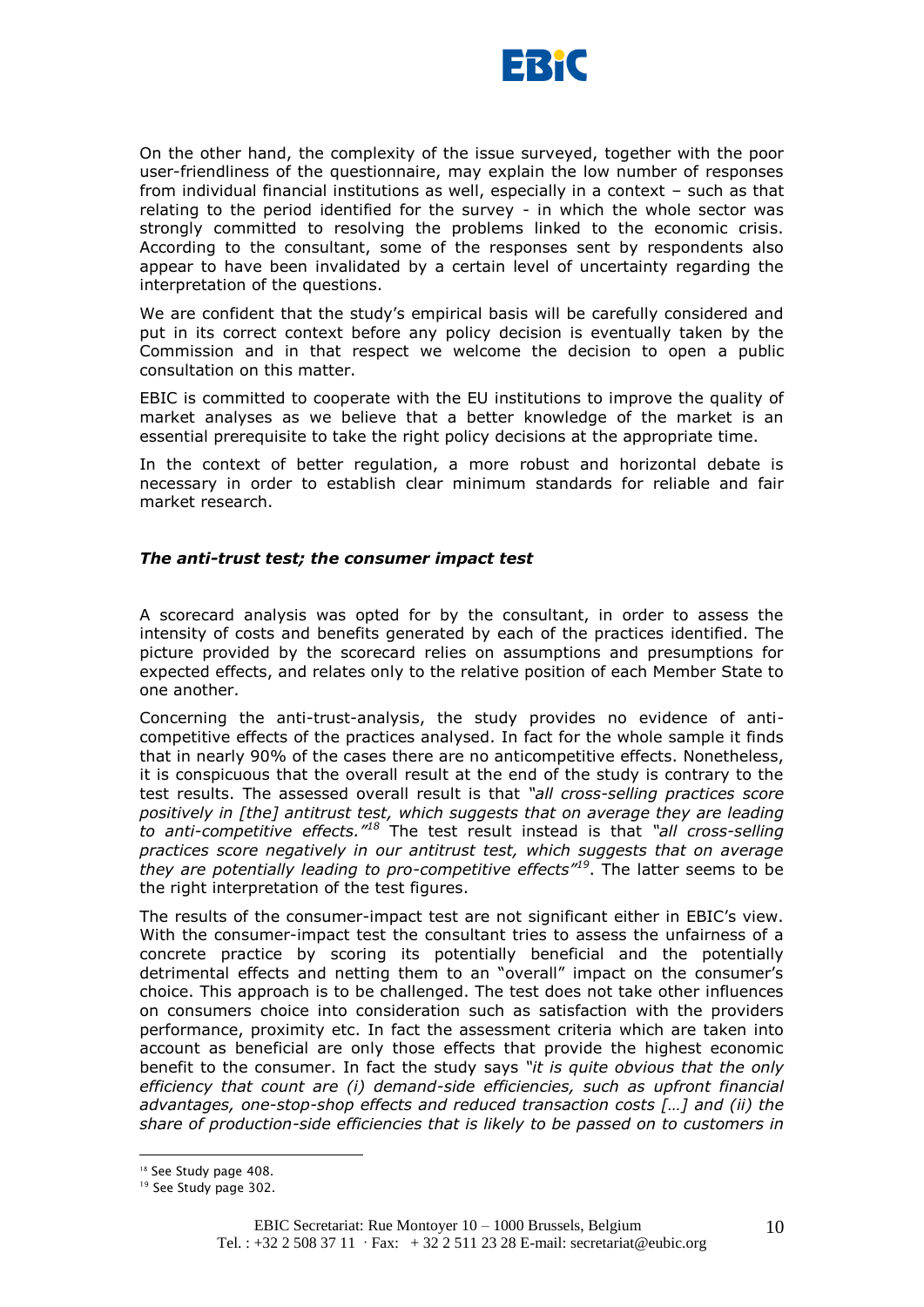On the other hand, the complexity of the issue surveyed, together with the poor user-friendliness of the questionnaire, may explain the low number of responses from individual financial institutions as well, especially in a context – such as that relating to the period identified for the survey - in which the whole sector was strongly committed to resolving the problems linked to the economic crisis. According to the consultant, some of the responses sent by respondents also appear to have been invalidated by a certain level of uncertainty regarding the interpretation of the questions.

We are confident that the study's empirical basis will be carefully considered and put in its correct context before any policy decision is eventually taken by the Commission and in that respect we welcome the decision to open a public consultation on this matter.

EBIC is committed to cooperate with the EU institutions to improve the quality of market analyses as we believe that a better knowledge of the market is an essential prerequisite to take the right policy decisions at the appropriate time.

In the context of better regulation, a more robust and horizontal debate is necessary in order to establish clear minimum standards for reliable and fair market research.

### *The anti-trust test; the consumer impact test*

A scorecard analysis was opted for by the consultant, in order to assess the intensity of costs and benefits generated by each of the practices identified. The picture provided by the scorecard relies on assumptions and presumptions for expected effects, and relates only to the relative position of each Member State to one another.

Concerning the anti-trust-analysis, the study provides no evidence of anti-competitive effects of the practices analysed. In fact for the whole sample it finds that in nearly 90% of the cases there are no anticompetitive effects. Nonetheless, it is conspicuous that the overall result at the end of the study is contrary to the test results. The assessed overall result is that *"all cross-selling practices score positively in [the] antitrust test, which suggests that on average they are leading to anti-competitive effects."*[18] The test result instead is that *"all cross-selling practices score negatively in our antitrust test, which suggests that on average they are potentially leading to pro-competitive effects"*[19]. The latter seems to be the right interpretation of the test figures.

The results of the consumer-impact test are not significant either in EBIC's view. With the consumer-impact test the consultant tries to assess the unfairness of a concrete practice by scoring its potentially beneficial and the potentially detrimental effects and netting them to an "overall" impact on the consumer's choice. This approach is to be challenged. The test does not take other influences on consumers choice into consideration such as satisfaction with the providers performance, proximity etc. In fact the assessment criteria which are taken into account as beneficial are only those effects that provide the highest economic benefit to the consumer. In fact the study says *"it is quite obvious that the only efficiency that count are (i) demand-side efficiencies, such as upfront financial advantages, one-stop-shop effects and reduced transaction costs […] and (ii) the share of production-side efficiencies that is likely to be passed on to customers in*

[18] See Study page 408.

[19] See Study page 302.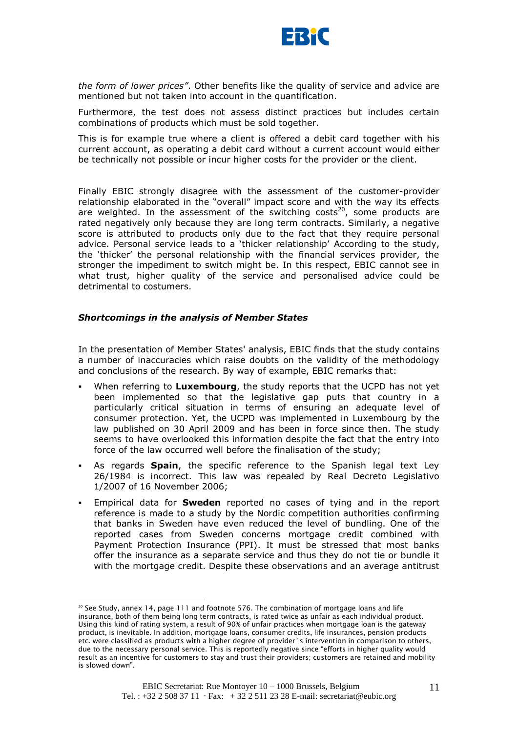*the form of lower prices"*. Other benefits like the quality of service and advice are mentioned but not taken into account in the quantification.

Furthermore, the test does not assess distinct practices but includes certain combinations of products which must be sold together.

This is for example true where a client is offered a debit card together with his current account, as operating a debit card without a current account would either be technically not possible or incur higher costs for the provider or the client.

Finally EBIC strongly disagree with the assessment of the customer-provider relationship elaborated in the "overall" impact score and with the way its effects are weighted. In the assessment of the switching costs[20], some products are rated negatively only because they are long term contracts. Similarly, a negative score is attributed to products only due to the fact that they require personal advice. Personal service leads to a 'thicker relationship' According to the study, the 'thicker' the personal relationship with the financial services provider, the stronger the impediment to switch might be. In this respect, EBIC cannot see in what trust, higher quality of the service and personalised advice could be detrimental to costumers.

### *Shortcomings in the analysis of Member States*

In the presentation of Member States' analysis, EBIC finds that the study contains a number of inaccuracies which raise doubts on the validity of the methodology and conclusions of the research. By way of example, EBIC remarks that:

- When referring to **Luxembourg**, the study reports that the UCPD has not yet been implemented so that the legislative gap puts that country in a particularly critical situation in terms of ensuring an adequate level of consumer protection. Yet, the UCPD was implemented in Luxembourg by the law published on 30 April 2009 and has been in force since then. The study seems to have overlooked this information despite the fact that the entry into force of the law occurred well before the finalisation of the study;
- As regards **Spain**, the specific reference to the Spanish legal text Ley 26/1984 is incorrect. This law was repealed by Real Decreto Legislativo 1/2007 of 16 November 2006;
- Empirical data for **Sweden** reported no cases of tying and in the report reference is made to a study by the Nordic competition authorities confirming that banks in Sweden have even reduced the level of bundling. One of the reported cases from Sweden concerns mortgage credit combined with Payment Protection Insurance (PPI). It must be stressed that most banks offer the insurance as a separate service and thus they do not tie or bundle it with the mortgage credit. Despite these observations and an average antitrust

---

[20] See Study, annex 14, page 111 and footnote 576. The combination of mortgage loans and life insurance, both of them being long term contracts, is rated twice as unfair as each individual product. Using this kind of rating system, a result of 90% of unfair practices when mortgage loan is the gateway product, is inevitable. In addition, mortgage loans, consumer credits, life insurances, pension products etc. were classified as products with a higher degree of provider`s intervention in comparison to others, due to the necessary personal service. This is reportedly negative since "efforts in higher quality would result as an incentive for customers to stay and trust their providers; customers are retained and mobility is slowed down".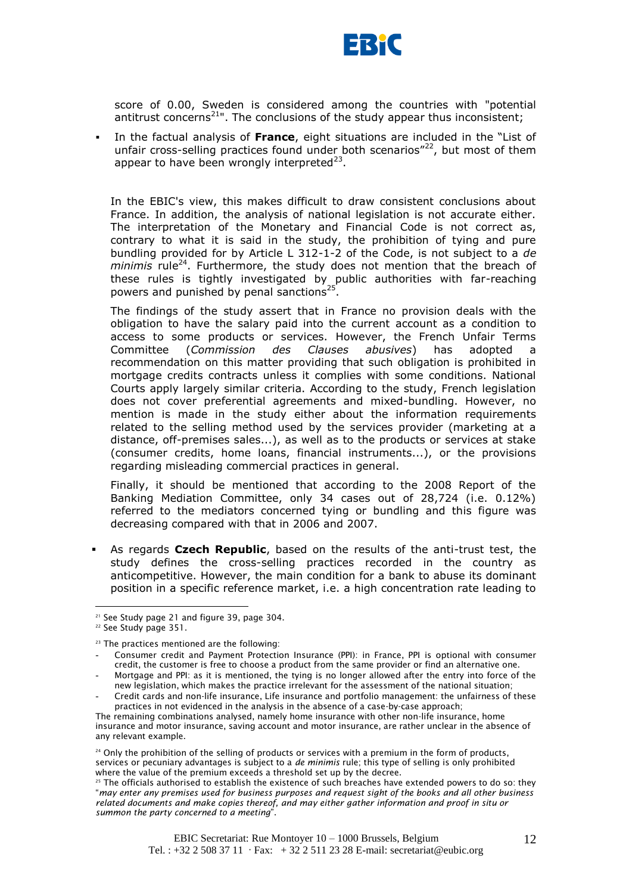score of 0.00, Sweden is considered among the countries with "potential antitrust concerns[21]". The conclusions of the study appear thus inconsistent;

- In the factual analysis of **France**, eight situations are included in the "List of unfair cross-selling practices found under both scenarios"[22], but most of them appear to have been wrongly interpreted[23].

In the EBIC's view, this makes difficult to draw consistent conclusions about France. In addition, the analysis of national legislation is not accurate either. The interpretation of the Monetary and Financial Code is not correct as, contrary to what it is said in the study, the prohibition of tying and pure bundling provided for by Article L 312-1-2 of the Code, is not subject to a *de minimis* rule[24]. Furthermore, the study does not mention that the breach of these rules is tightly investigated by public authorities with far-reaching powers and punished by penal sanctions[25].

The findings of the study assert that in France no provision deals with the obligation to have the salary paid into the current account as a condition to access to some products or services. However, the French Unfair Terms Committee (*Commission des Clauses abusives*) has adopted a recommendation on this matter providing that such obligation is prohibited in mortgage credits contracts unless it complies with some conditions. National Courts apply largely similar criteria. According to the study, French legislation does not cover preferential agreements and mixed-bundling. However, no mention is made in the study either about the information requirements related to the selling method used by the services provider (marketing at a distance, off-premises sales...), as well as to the products or services at stake (consumer credits, home loans, financial instruments...), or the provisions regarding misleading commercial practices in general.

Finally, it should be mentioned that according to the 2008 Report of the Banking Mediation Committee, only 34 cases out of 28,724 (i.e. 0.12%) referred to the mediators concerned tying or bundling and this figure was decreasing compared with that in 2006 and 2007.

- As regards **Czech Republic**, based on the results of the anti-trust test, the study defines the cross-selling practices recorded in the country as anticompetitive. However, the main condition for a bank to abuse its dominant position in a specific reference market, i.e. a high concentration rate leading to

---

[21] See Study page 21 and figure 39, page 304.

[22] See Study page 351.

[23] The practices mentioned are the following:
- Consumer credit and Payment Protection Insurance (PPI): in France, PPI is optional with consumer credit, the customer is free to choose a product from the same provider or find an alternative one.
- Mortgage and PPI: as it is mentioned, the tying is no longer allowed after the entry into force of the new legislation, which makes the practice irrelevant for the assessment of the national situation;
- Credit cards and non-life insurance, Life insurance and portfolio management: the unfairness of these practices in not evidenced in the analysis in the absence of a case-by-case approach;

The remaining combinations analysed, namely home insurance with other non-life insurance, home insurance and motor insurance, saving account and motor insurance, are rather unclear in the absence of any relevant example.

[24] Only the prohibition of the selling of products or services with a premium in the form of products, services or pecuniary advantages is subject to a *de minimis* rule; this type of selling is only prohibited where the value of the premium exceeds a threshold set up by the decree.

[25] The officials authorised to establish the existence of such breaches have extended powers to do so: they "*may enter any premises used for business purposes and request sight of the books and all other business related documents and make copies thereof, and may either gather information and proof in situ or summon the party concerned to a meeting*".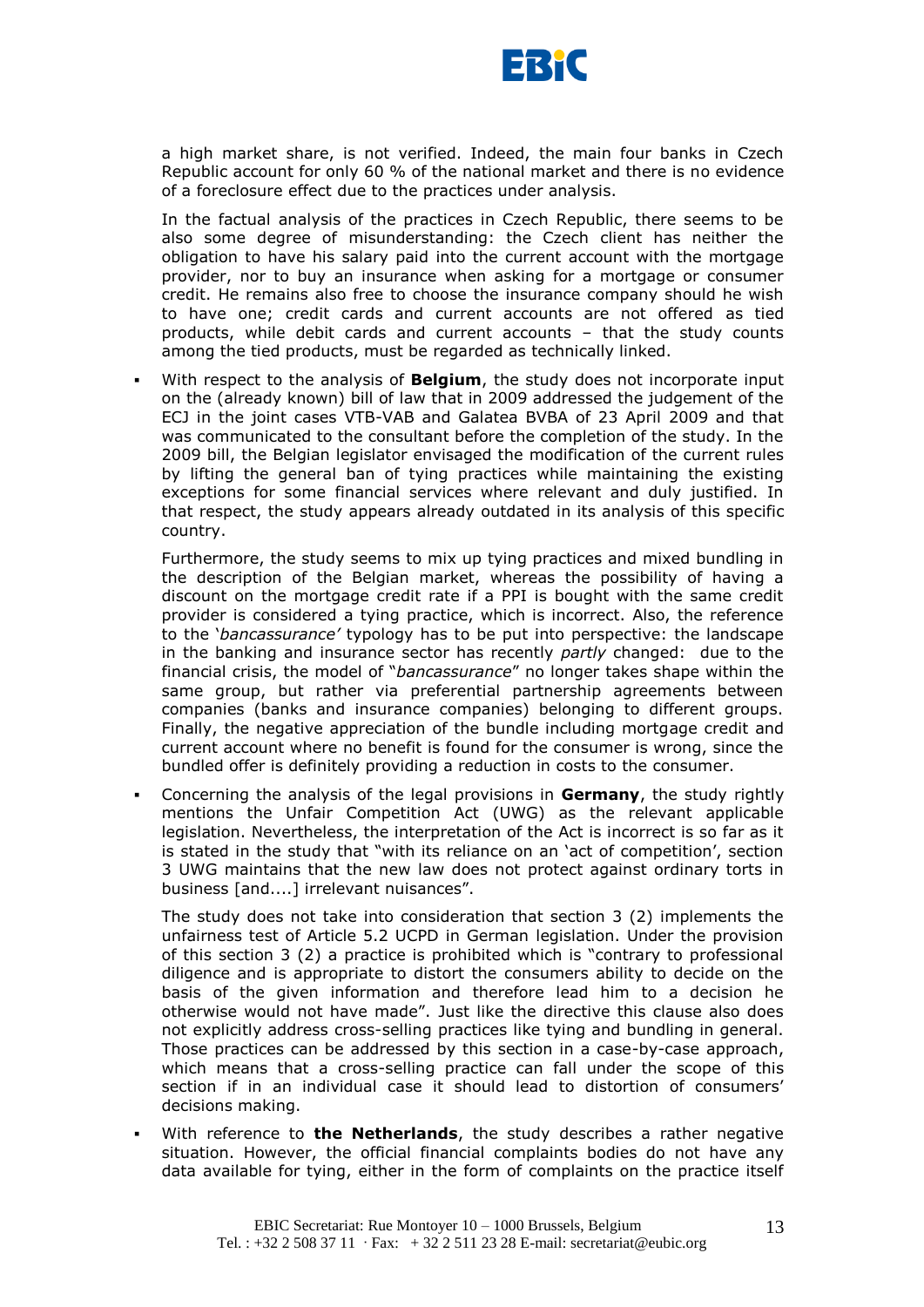a high market share, is not verified. Indeed, the main four banks in Czech Republic account for only 60 % of the national market and there is no evidence of a foreclosure effect due to the practices under analysis.

In the factual analysis of the practices in Czech Republic, there seems to be also some degree of misunderstanding: the Czech client has neither the obligation to have his salary paid into the current account with the mortgage provider, nor to buy an insurance when asking for a mortgage or consumer credit. He remains also free to choose the insurance company should he wish to have one; credit cards and current accounts are not offered as tied products, while debit cards and current accounts – that the study counts among the tied products, must be regarded as technically linked.

- With respect to the analysis of **Belgium**, the study does not incorporate input on the (already known) bill of law that in 2009 addressed the judgement of the ECJ in the joint cases VTB-VAB and Galatea BVBA of 23 April 2009 and that was communicated to the consultant before the completion of the study. In the 2009 bill, the Belgian legislator envisaged the modification of the current rules by lifting the general ban of tying practices while maintaining the existing exceptions for some financial services where relevant and duly justified. In that respect, the study appears already outdated in its analysis of this specific country.

  Furthermore, the study seems to mix up tying practices and mixed bundling in the description of the Belgian market, whereas the possibility of having a discount on the mortgage credit rate if a PPI is bought with the same credit provider is considered a tying practice, which is incorrect. Also, the reference to the '*bancassurance'* typology has to be put into perspective: the landscape in the banking and insurance sector has recently *partly* changed: due to the financial crisis, the model of "*bancassurance*" no longer takes shape within the same group, but rather via preferential partnership agreements between companies (banks and insurance companies) belonging to different groups. Finally, the negative appreciation of the bundle including mortgage credit and current account where no benefit is found for the consumer is wrong, since the bundled offer is definitely providing a reduction in costs to the consumer.

- Concerning the analysis of the legal provisions in **Germany**, the study rightly mentions the Unfair Competition Act (UWG) as the relevant applicable legislation. Nevertheless, the interpretation of the Act is incorrect is so far as it is stated in the study that "with its reliance on an 'act of competition', section 3 UWG maintains that the new law does not protect against ordinary torts in business [and....] irrelevant nuisances".

  The study does not take into consideration that section 3 (2) implements the unfairness test of Article 5.2 UCPD in German legislation. Under the provision of this section 3 (2) a practice is prohibited which is "contrary to professional diligence and is appropriate to distort the consumers ability to decide on the basis of the given information and therefore lead him to a decision he otherwise would not have made". Just like the directive this clause also does not explicitly address cross-selling practices like tying and bundling in general. Those practices can be addressed by this section in a case-by-case approach, which means that a cross-selling practice can fall under the scope of this section if in an individual case it should lead to distortion of consumers' decisions making.

- With reference to **the Netherlands**, the study describes a rather negative situation. However, the official financial complaints bodies do not have any data available for tying, either in the form of complaints on the practice itself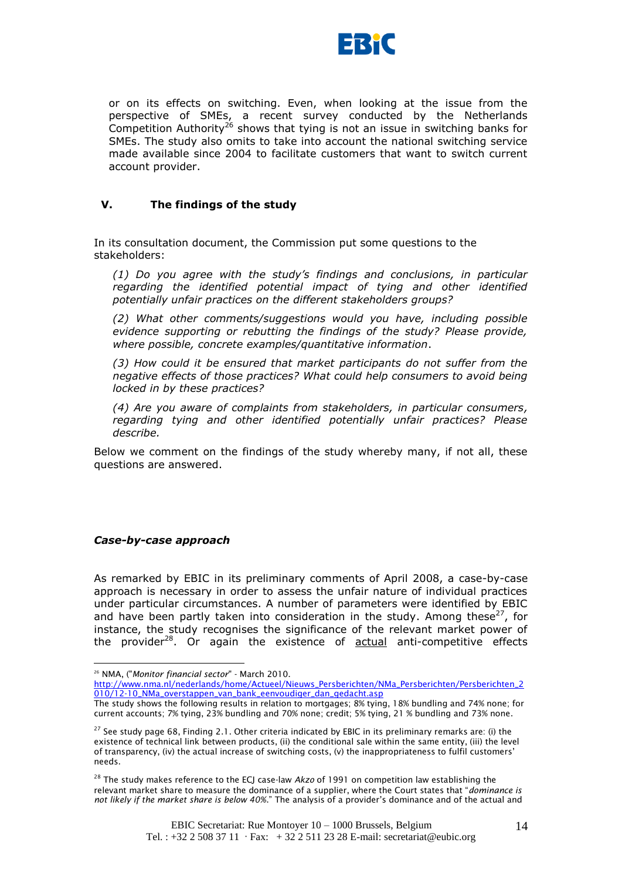or on its effects on switching. Even, when looking at the issue from the perspective of SMEs, a recent survey conducted by the Netherlands Competition Authority[26] shows that tying is not an issue in switching banks for SMEs. The study also omits to take into account the national switching service made available since 2004 to facilitate customers that want to switch current account provider.

## V. The findings of the study

In its consultation document, the Commission put some questions to the stakeholders:

> *(1) Do you agree with the study's findings and conclusions, in particular regarding the identified potential impact of tying and other identified potentially unfair practices on the different stakeholders groups?*
>
> *(2) What other comments/suggestions would you have, including possible evidence supporting or rebutting the findings of the study? Please provide, where possible, concrete examples/quantitative information.*
>
> *(3) How could it be ensured that market participants do not suffer from the negative effects of those practices? What could help consumers to avoid being locked in by these practices?*
>
> *(4) Are you aware of complaints from stakeholders, in particular consumers, regarding tying and other identified potentially unfair practices? Please describe.*

Below we comment on the findings of the study whereby many, if not all, these questions are answered.

### *Case-by-case approach*

As remarked by EBIC in its preliminary comments of April 2008, a case-by-case approach is necessary in order to assess the unfair nature of individual practices under particular circumstances. A number of parameters were identified by EBIC and have been partly taken into consideration in the study. Among these[27], for instance, the study recognises the significance of the relevant market power of the provider[28]. Or again the existence of actual anti-competitive effects

---

[26] NMA, ("*Monitor financial sector*" - March 2010.
http://www.nma.nl/nederlands/home/Actueel/Nieuws_Persberichten/NMa_Persberichten/Persberichten_2010/12-10_NMa_overstappen_van_bank_eenvoudiger_dan_gedacht.asp
The study shows the following results in relation to mortgages; 8% tying, 18% bundling and 74% none; for current accounts; 7% tying, 23% bundling and 70% none; credit; 5% tying, 21 % bundling and 73% none.

[27] See study page 68, Finding 2.1. Other criteria indicated by EBIC in its preliminary remarks are: (i) the existence of technical link between products, (ii) the conditional sale within the same entity, (iii) the level of transparency, (iv) the actual increase of switching costs, (v) the inappropriateness to fulfil customers' needs.

[28] The study makes reference to the ECJ case-law *Akzo* of 1991 on competition law establishing the relevant market share to measure the dominance of a supplier, since the Court states that "*dominance is not likely if the market share is below 40%*." The analysis of a provider's dominance and of the actual and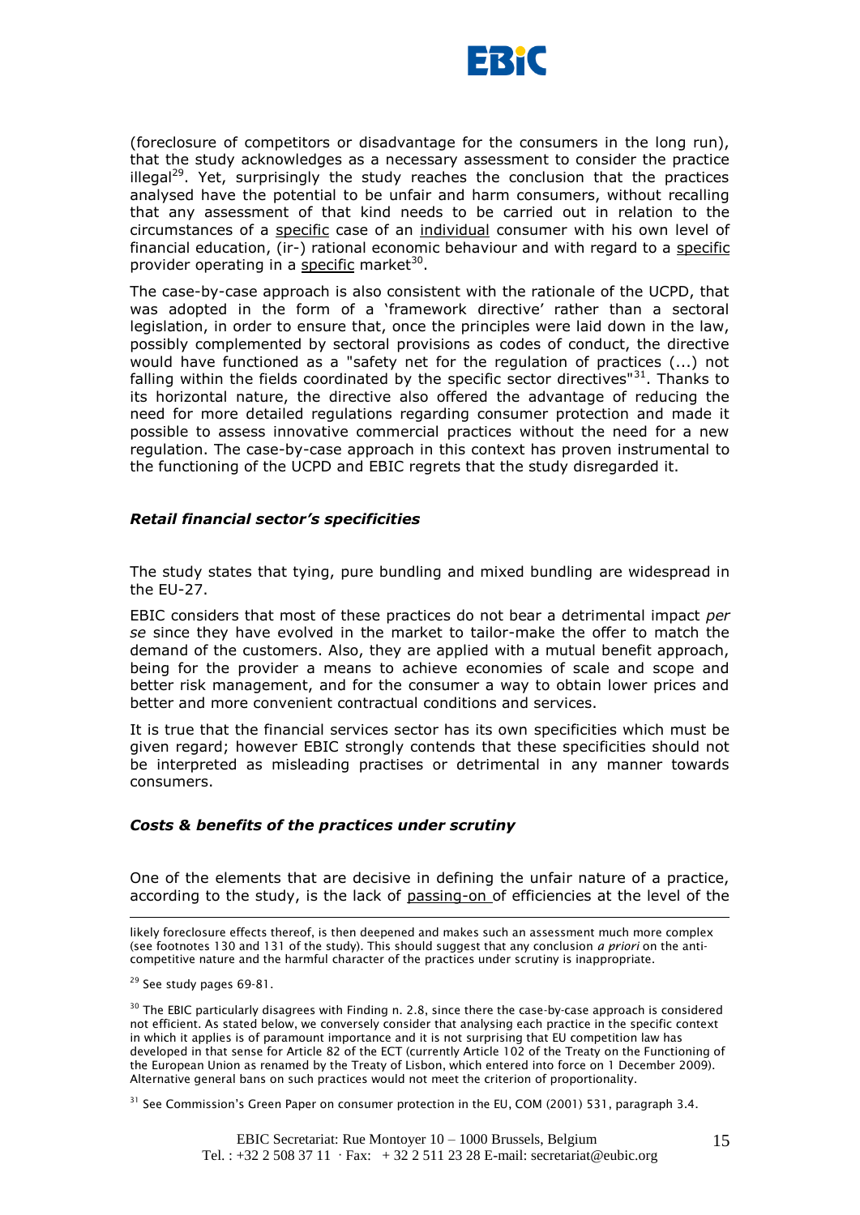(foreclosure of competitors or disadvantage for the consumers in the long run), that the study acknowledges as a necessary assessment to consider the practice illegal[29]. Yet, surprisingly the study reaches the conclusion that the practices analysed have the potential to be unfair and harm consumers, without recalling that any assessment of that kind needs to be carried out in relation to the circumstances of a specific case of an individual consumer with his own level of financial education, (ir-) rational economic behaviour and with regard to a specific provider operating in a specific market[30].

The case-by-case approach is also consistent with the rationale of the UCPD, that was adopted in the form of a 'framework directive' rather than a sectoral legislation, in order to ensure that, once the principles were laid down in the law, possibly complemented by sectoral provisions as codes of conduct, the directive would have functioned as a "safety net for the regulation of practices (...) not falling within the fields coordinated by the specific sector directives"[31]. Thanks to its horizontal nature, the directive also offered the advantage of reducing the need for more detailed regulations regarding consumer protection and made it possible to assess innovative commercial practices without the need for a new regulation. The case-by-case approach in this context has proven instrumental to the functioning of the UCPD and EBIC regrets that the study disregarded it.

### *Retail financial sector's specificities*

The study states that tying, pure bundling and mixed bundling are widespread in the EU-27.

EBIC considers that most of these practices do not bear a detrimental impact *per se* since they have evolved in the market to tailor-make the offer to match the demand of the customers. Also, they are applied with a mutual benefit approach, being for the provider a means to achieve economies of scale and scope and better risk management, and for the consumer a way to obtain lower prices and better and more convenient contractual conditions and services.

It is true that the financial services sector has its own specificities which must be given regard; however EBIC strongly contends that these specificities should not be interpreted as misleading practises or detrimental in any manner towards consumers.

### *Costs & benefits of the practices under scrutiny*

One of the elements that are decisive in defining the unfair nature of a practice, according to the study, is the lack of passing-on of efficiencies at the level of the

---

likely foreclosure effects thereof, is then deepened and makes such an assessment much more complex (see footnotes 130 and 131 of the study). This should suggest that any conclusion *a priori* on the anti-competitive nature and the harmful character of the practices under scrutiny is inappropriate.

[29] See study pages 69-81.

[30] The EBIC particularly disagrees with Finding n. 2.8, since there the case-by-case approach is considered not efficient. As stated below, we conversely consider that analysing each practice in the specific context in which it applies is of paramount importance and it is not surprising that EU competition law has developed in that sense for Article 82 of the ECT (currently Article 102 of the Treaty on the Functioning of the European Union as renamed by the Treaty of Lisbon, which entered into force on 1 December 2009). Alternative general bans on such practices would not meet the criterion of proportionality.

[31] See Commission's Green Paper on consumer protection in the EU, COM (2001) 531, paragraph 3.4.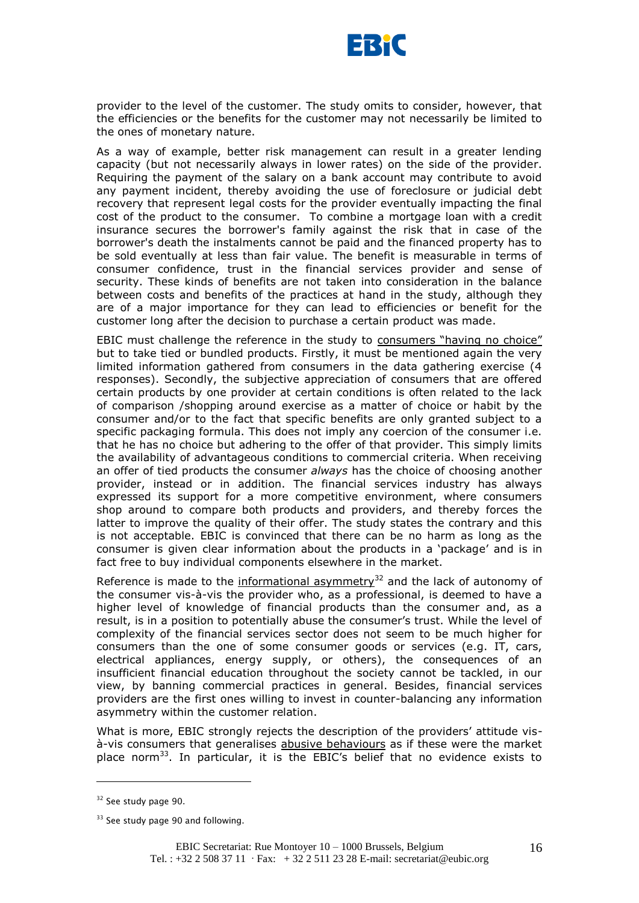provider to the level of the customer. The study omits to consider, however, that the efficiencies or the benefits for the customer may not necessarily be limited to the ones of monetary nature.

As a way of example, better risk management can result in a greater lending capacity (but not necessarily always in lower rates) on the side of the provider. Requiring the payment of the salary on a bank account may contribute to avoid any payment incident, thereby avoiding the use of foreclosure or judicial debt recovery that represent legal costs for the provider eventually impacting the final cost of the product to the consumer. To combine a mortgage loan with a credit insurance secures the borrower's family against the risk that in case of the borrower's death the instalments cannot be paid and the financed property has to be sold eventually at less than fair value. The benefit is measurable in terms of consumer confidence, trust in the financial services provider and sense of security. These kinds of benefits are not taken into consideration in the balance between costs and benefits of the practices at hand in the study, although they are of a major importance for they can lead to efficiencies or benefit for the customer long after the decision to purchase a certain product was made.

EBIC must challenge the reference in the study to <u>consumers "having no choice"</u> but to take tied or bundled products. Firstly, it must be mentioned again the very limited information gathered from consumers in the data gathering exercise (4 responses). Secondly, the subjective appreciation of consumers that are offered certain products by one provider at certain conditions is often related to the lack of comparison /shopping around exercise as a matter of choice or habit by the consumer and/or to the fact that specific benefits are only granted subject to a specific packaging formula. This does not imply any coercion of the consumer i.e. that he has no choice but adhering to the offer of that provider. This simply limits the availability of advantageous conditions to commercial criteria. When receiving an offer of tied products the consumer *always* has the choice of choosing another provider, instead or in addition. The financial services industry has always expressed its support for a more competitive environment, where consumers shop around to compare both products and providers, and thereby forces the latter to improve the quality of their offer. The study states the contrary and this is not acceptable. EBIC is convinced that there can be no harm as long as the consumer is given clear information about the products in a 'package' and is in fact free to buy individual components elsewhere in the market.

Reference is made to the <u>informational asymmetry</u>[32] and the lack of autonomy of the consumer vis-à-vis the provider who, as a professional, is deemed to have a higher level of knowledge of financial products than the consumer and, as a result, is in a position to potentially abuse the consumer's trust. While the level of complexity of the financial services sector does not seem to be much higher for consumers than the one of some consumer goods or services (e.g. IT, cars, electrical appliances, energy supply, or others), the consequences of an insufficient financial education throughout the society cannot be tackled, in our view, by banning commercial practices in general. Besides, financial services providers are the first ones willing to invest in counter-balancing any information asymmetry within the customer relation.

What is more, EBIC strongly rejects the description of the providers' attitude vis-à-vis consumers that generalises <u>abusive behaviours</u> as if these were the market place norm[33]. In particular, it is the EBIC's belief that no evidence exists to

---

[32] See study page 90.

[33] See study page 90 and following.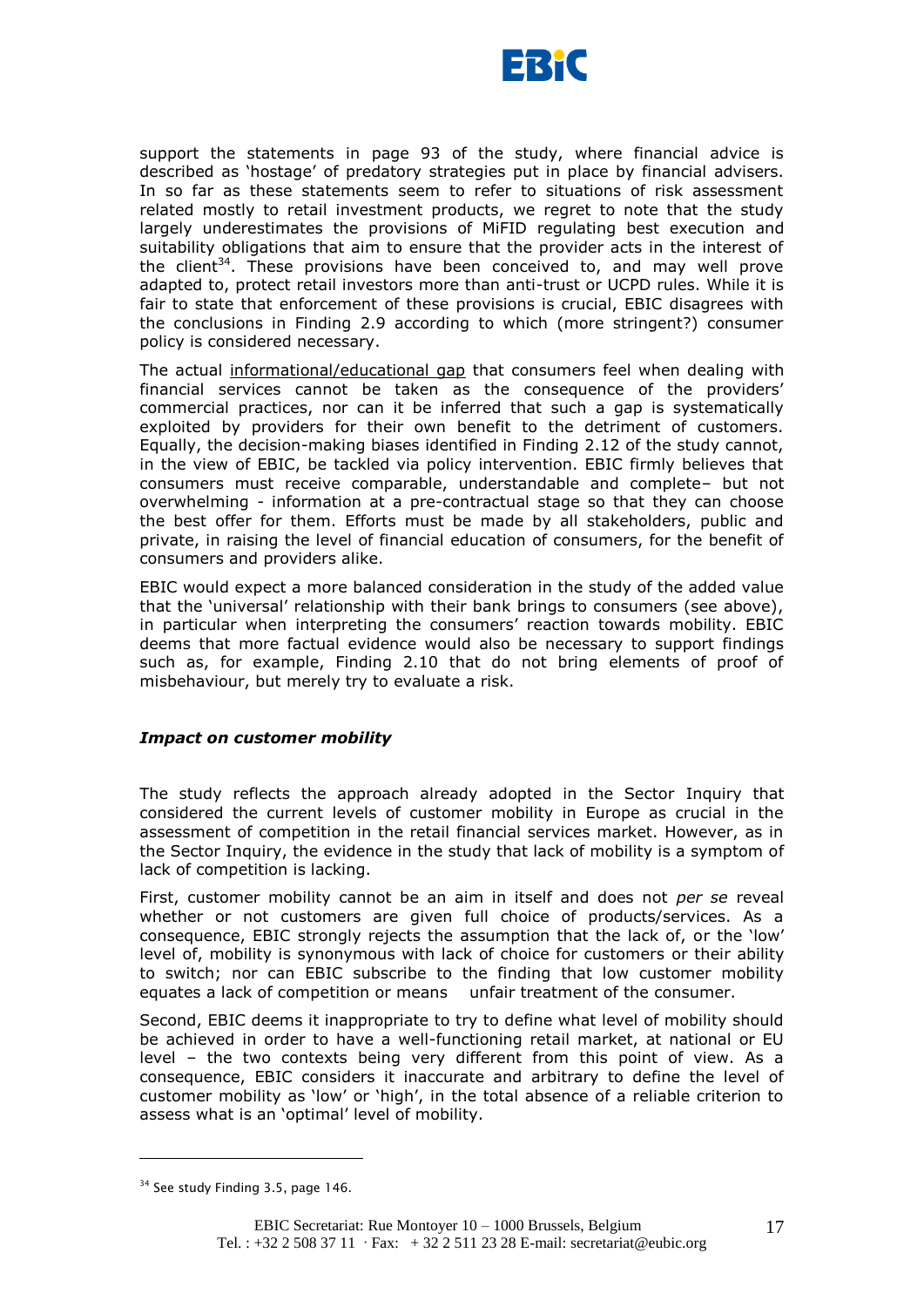support the statements in page 93 of the study, where financial advice is described as 'hostage' of predatory strategies put in place by financial advisers. In so far as these statements seem to refer to situations of risk assessment related mostly to retail investment products, we regret to note that the study largely underestimates the provisions of MiFID regulating best execution and suitability obligations that aim to ensure that the provider acts in the interest of the client[34]. These provisions have been conceived to, and may well prove adapted to, protect retail investors more than anti-trust or UCPD rules. While it is fair to state that enforcement of these provisions is crucial, EBIC disagrees with the conclusions in Finding 2.9 according to which (more stringent?) consumer policy is considered necessary.

The actual <u>informational/educational gap</u> that consumers feel when dealing with financial services cannot be taken as the consequence of the providers' commercial practices, nor can it be inferred that such a gap is systematically exploited by providers for their own benefit to the detriment of customers. Equally, the decision-making biases identified in Finding 2.12 of the study cannot, in the view of EBIC, be tackled via policy intervention. EBIC firmly believes that consumers must receive comparable, understandable and complete– but not overwhelming - information at a pre-contractual stage so that they can choose the best offer for them. Efforts must be made by all stakeholders, public and private, in raising the level of financial education of consumers, for the benefit of consumers and providers alike.

EBIC would expect a more balanced consideration in the study of the added value that the 'universal' relationship with their bank brings to consumers (see above), in particular when interpreting the consumers' reaction towards mobility. EBIC deems that more factual evidence would also be necessary to support findings such as, for example, Finding 2.10 that do not bring elements of proof of misbehaviour, but merely try to evaluate a risk.

***Impact on customer mobility***

The study reflects the approach already adopted in the Sector Inquiry that considered the current levels of customer mobility in Europe as crucial in the assessment of competition in the retail financial services market. However, as in the Sector Inquiry, the evidence in the study that lack of mobility is a symptom of lack of competition is lacking.

First, customer mobility cannot be an aim in itself and does not *per se* reveal whether or not customers are given full choice of products/services. As a consequence, EBIC strongly rejects the assumption that the lack of, or the 'low' level of, mobility is synonymous with lack of choice for customers or their ability to switch; nor can EBIC subscribe to the finding that low customer mobility equates a lack of competition or means unfair treatment of the consumer.

Second, EBIC deems it inappropriate to try to define what level of mobility should be achieved in order to have a well-functioning retail market, at national or EU level – the two contexts being very different from this point of view. As a consequence, EBIC considers it inaccurate and arbitrary to define the level of customer mobility as 'low' or 'high', in the total absence of a reliable criterion to assess what is an 'optimal' level of mobility.

---

[34] See study Finding 3.5, page 146.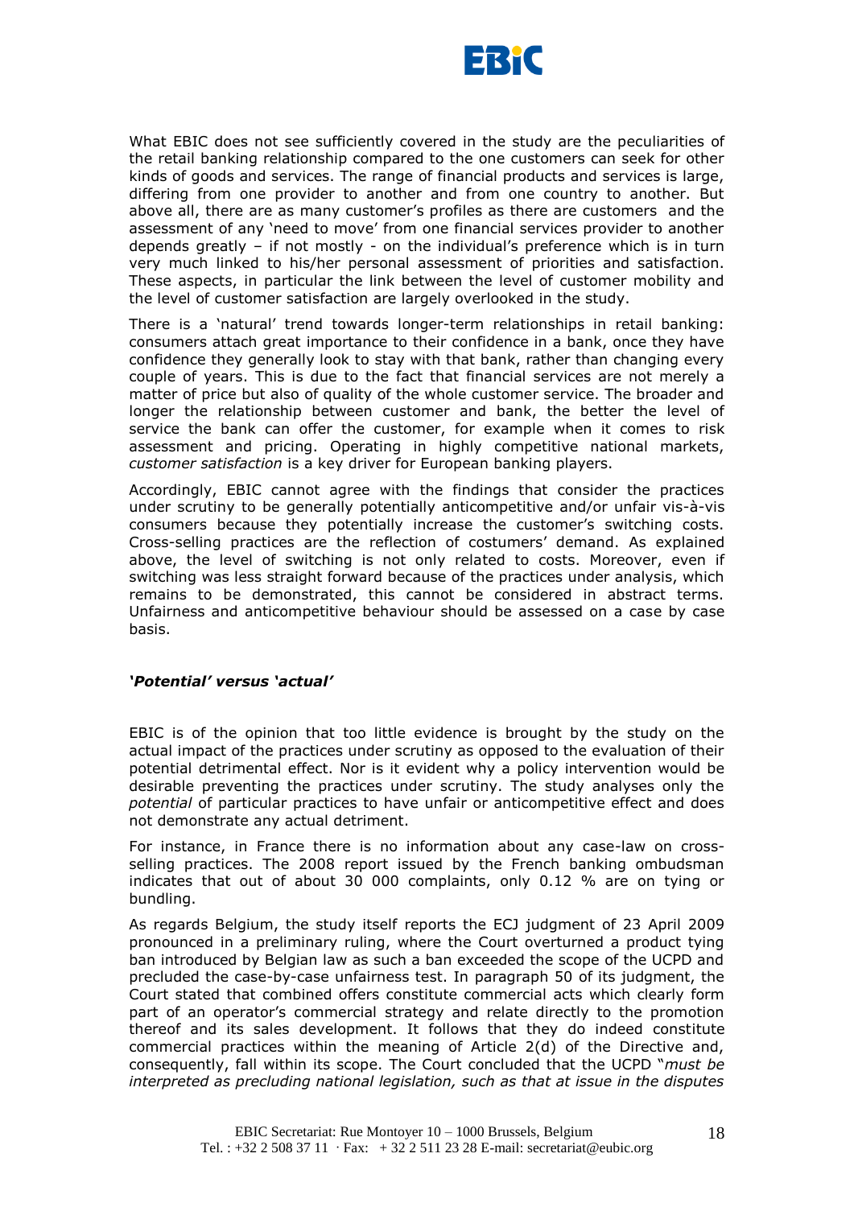What EBIC does not see sufficiently covered in the study are the peculiarities of the retail banking relationship compared to the one customers can seek for other kinds of goods and services. The range of financial products and services is large, differing from one provider to another and from one country to another. But above all, there are as many customer's profiles as there are customers and the assessment of any 'need to move' from one financial services provider to another depends greatly – if not mostly - on the individual's preference which is in turn very much linked to his/her personal assessment of priorities and satisfaction. These aspects, in particular the link between the level of customer mobility and the level of customer satisfaction are largely overlooked in the study.

There is a 'natural' trend towards longer-term relationships in retail banking: consumers attach great importance to their confidence in a bank, once they have confidence they generally look to stay with that bank, rather than changing every couple of years. This is due to the fact that financial services are not merely a matter of price but also of quality of the whole customer service. The broader and longer the relationship between customer and bank, the better the level of service the bank can offer the customer, for example when it comes to risk assessment and pricing. Operating in highly competitive national markets, *customer satisfaction* is a key driver for European banking players.

Accordingly, EBIC cannot agree with the findings that consider the practices under scrutiny to be generally potentially anticompetitive and/or unfair vis-à-vis consumers because they potentially increase the customer's switching costs. Cross-selling practices are the reflection of costumers' demand. As explained above, the level of switching is not only related to costs. Moreover, even if switching was less straight forward because of the practices under analysis, which remains to be demonstrated, this cannot be considered in abstract terms. Unfairness and anticompetitive behaviour should be assessed on a case by case basis.

### ***'Potential' versus 'actual'***

EBIC is of the opinion that too little evidence is brought by the study on the actual impact of the practices under scrutiny as opposed to the evaluation of their potential detrimental effect. Nor is it evident why a policy intervention would be desirable preventing the practices under scrutiny. The study analyses only the *potential* of particular practices to have unfair or anticompetitive effect and does not demonstrate any actual detriment.

For instance, in France there is no information about any case-law on cross-selling practices. The 2008 report issued by the French banking ombudsman indicates that out of about 30 000 complaints, only 0.12 % are on tying or bundling.

As regards Belgium, the study itself reports the ECJ judgment of 23 April 2009 pronounced in a preliminary ruling, where the Court overturned a product tying ban introduced by Belgian law as such a ban exceeded the scope of the UCPD and precluded the case-by-case unfairness test. In paragraph 50 of its judgment, the Court stated that combined offers constitute commercial acts which clearly form part of an operator's commercial strategy and relate directly to the promotion thereof and its sales development. It follows that they do indeed constitute commercial practices within the meaning of Article 2(d) of the Directive and, consequently, fall within its scope. The Court concluded that the UCPD "*must be interpreted as precluding national legislation, such as that at issue in the disputes*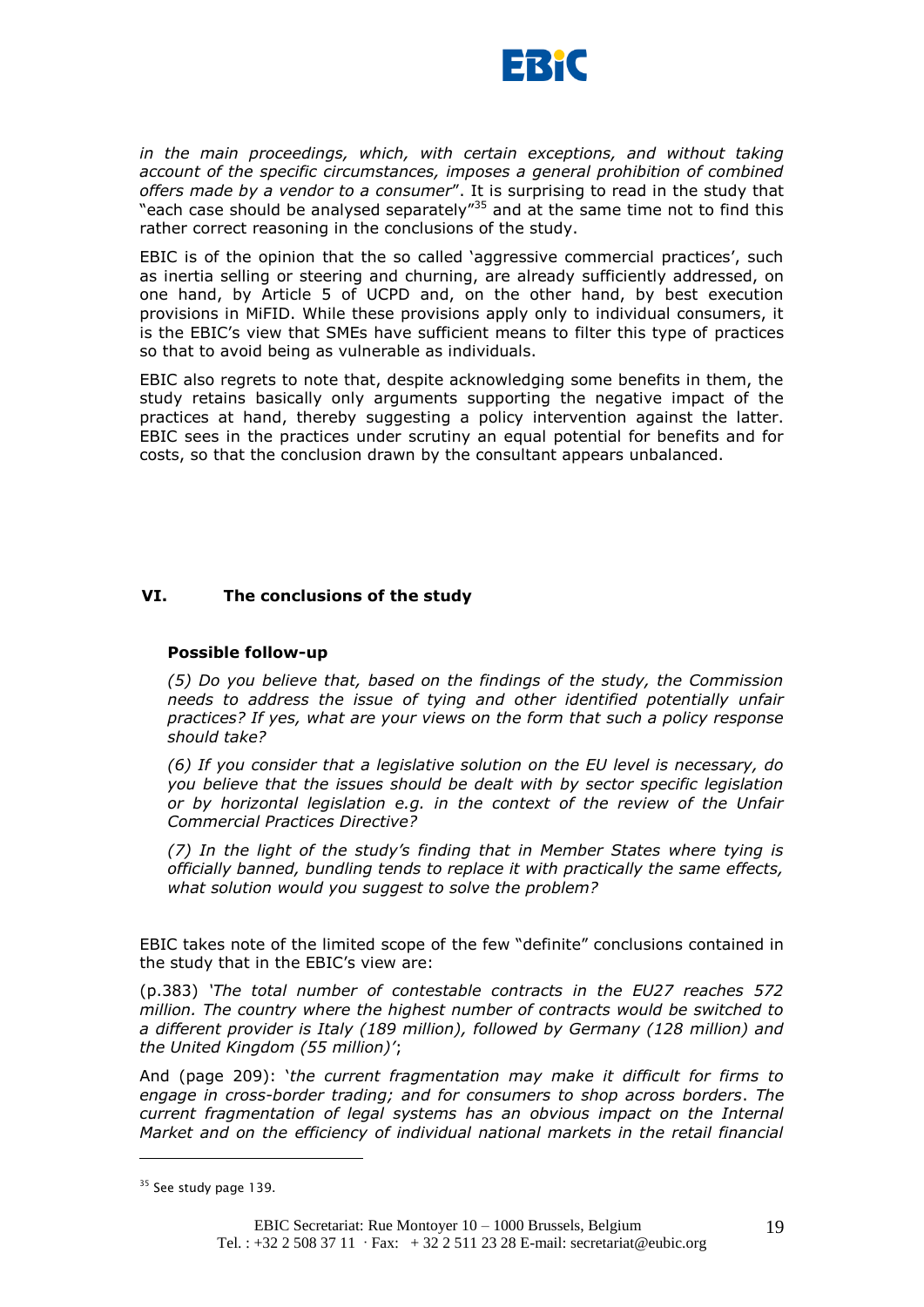*in the main proceedings, which, with certain exceptions, and without taking account of the specific circumstances, imposes a general prohibition of combined offers made by a vendor to a consumer*". It is surprising to read in the study that "each case should be analysed separately"[35] and at the same time not to find this rather correct reasoning in the conclusions of the study.

EBIC is of the opinion that the so called 'aggressive commercial practices', such as inertia selling or steering and churning, are already sufficiently addressed, on one hand, by Article 5 of UCPD and, on the other hand, by best execution provisions in MiFID. While these provisions apply only to individual consumers, it is the EBIC's view that SMEs have sufficient means to filter this type of practices so that to avoid being as vulnerable as individuals.

EBIC also regrets to note that, despite acknowledging some benefits in them, the study retains basically only arguments supporting the negative impact of the practices at hand, thereby suggesting a policy intervention against the latter. EBIC sees in the practices under scrutiny an equal potential for benefits and for costs, so that the conclusion drawn by the consultant appears unbalanced.

## VI. The conclusions of the study

### Possible follow-up

*(5) Do you believe that, based on the findings of the study, the Commission needs to address the issue of tying and other identified potentially unfair practices? If yes, what are your views on the form that such a policy response should take?*

*(6) If you consider that a legislative solution on the EU level is necessary, do you believe that the issues should be dealt with by sector specific legislation or by horizontal legislation e.g. in the context of the review of the Unfair Commercial Practices Directive?*

*(7) In the light of the study's finding that in Member States where tying is officially banned, bundling tends to replace it with practically the same effects, what solution would you suggest to solve the problem?*

EBIC takes note of the limited scope of the few "definite" conclusions contained in the study that in the EBIC's view are:

(p.383) *'The total number of contestable contracts in the EU27 reaches 572 million. The country where the highest number of contracts would be switched to a different provider is Italy (189 million), followed by Germany (128 million) and the United Kingdom (55 million)'*;

And (page 209): '*the current fragmentation may make it difficult for firms to engage in cross-border trading; and for consumers to shop across borders. The current fragmentation of legal systems has an obvious impact on the Internal Market and on the efficiency of individual national markets in the retail financial*

[35] See study page 139.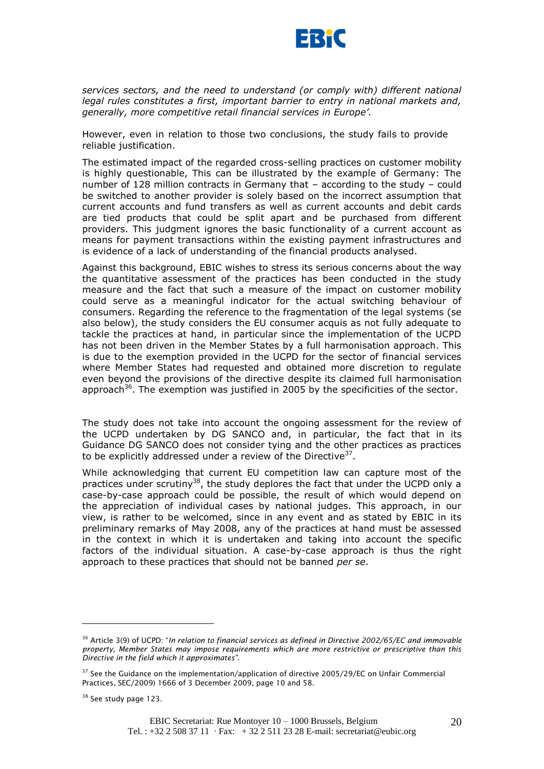*services sectors, and the need to understand (or comply with) different national legal rules constitutes a first, important barrier to entry in national markets and, generally, more competitive retail financial services in Europe'.*

However, even in relation to those two conclusions, the study fails to provide reliable justification.

The estimated impact of the regarded cross-selling practices on customer mobility is highly questionable, This can be illustrated by the example of Germany: The number of 128 million contracts in Germany that – according to the study – could be switched to another provider is solely based on the incorrect assumption that current accounts and fund transfers as well as current accounts and debit cards are tied products that could be split apart and be purchased from different providers. This judgment ignores the basic functionality of a current account as means for payment transactions within the existing payment infrastructures and is evidence of a lack of understanding of the financial products analysed.

Against this background, EBIC wishes to stress its serious concerns about the way the quantitative assessment of the practices has been conducted in the study measure and the fact that such a measure of the impact on customer mobility could serve as a meaningful indicator for the actual switching behaviour of consumers. Regarding the reference to the fragmentation of the legal systems (se also below), the study considers the EU consumer acquis as not fully adequate to tackle the practices at hand, in particular since the implementation of the UCPD has not been driven in the Member States by a full harmonisation approach. This is due to the exemption provided in the UCPD for the sector of financial services where Member States had requested and obtained more discretion to regulate even beyond the provisions of the directive despite its claimed full harmonisation approach[36]. The exemption was justified in 2005 by the specificities of the sector.

The study does not take into account the ongoing assessment for the review of the UCPD undertaken by DG SANCO and, in particular, the fact that in its Guidance DG SANCO does not consider tying and the other practices as practices to be explicitly addressed under a review of the Directive[37].

While acknowledging that current EU competition law can capture most of the practices under scrutiny[38], the study deplores the fact that under the UCPD only a case-by-case approach could be possible, the result of which would depend on the appreciation of individual cases by national judges. This approach, in our view, is rather to be welcomed, since in any event and as stated by EBIC in its preliminary remarks of May 2008, any of the practices at hand must be assessed in the context in which it is undertaken and taking into account the specific factors of the individual situation. A case-by-case approach is thus the right approach to these practices that should not be banned *per se*.

---

[36] Article 3(9) of UCPD: "*In relation to financial services as defined in Directive 2002/65/EC and immovable property, Member States may impose requirements which are more restrictive or prescriptive than this Directive in the field which it approximates*".

[37] See the Guidance on the implementation/application of directive 2005/29/EC on Unfair Commercial Practices, SEC/2009) 1666 of 3 December 2009, page 10 and 58.

[38] See study page 123.

EBIC Secretariat: Rue Montoyer 10 – 1000 Brussels, Belgium
Tel. : +32 2 508 37 11 · Fax: + 32 2 511 23 28 E-mail: secretariat@eubic.org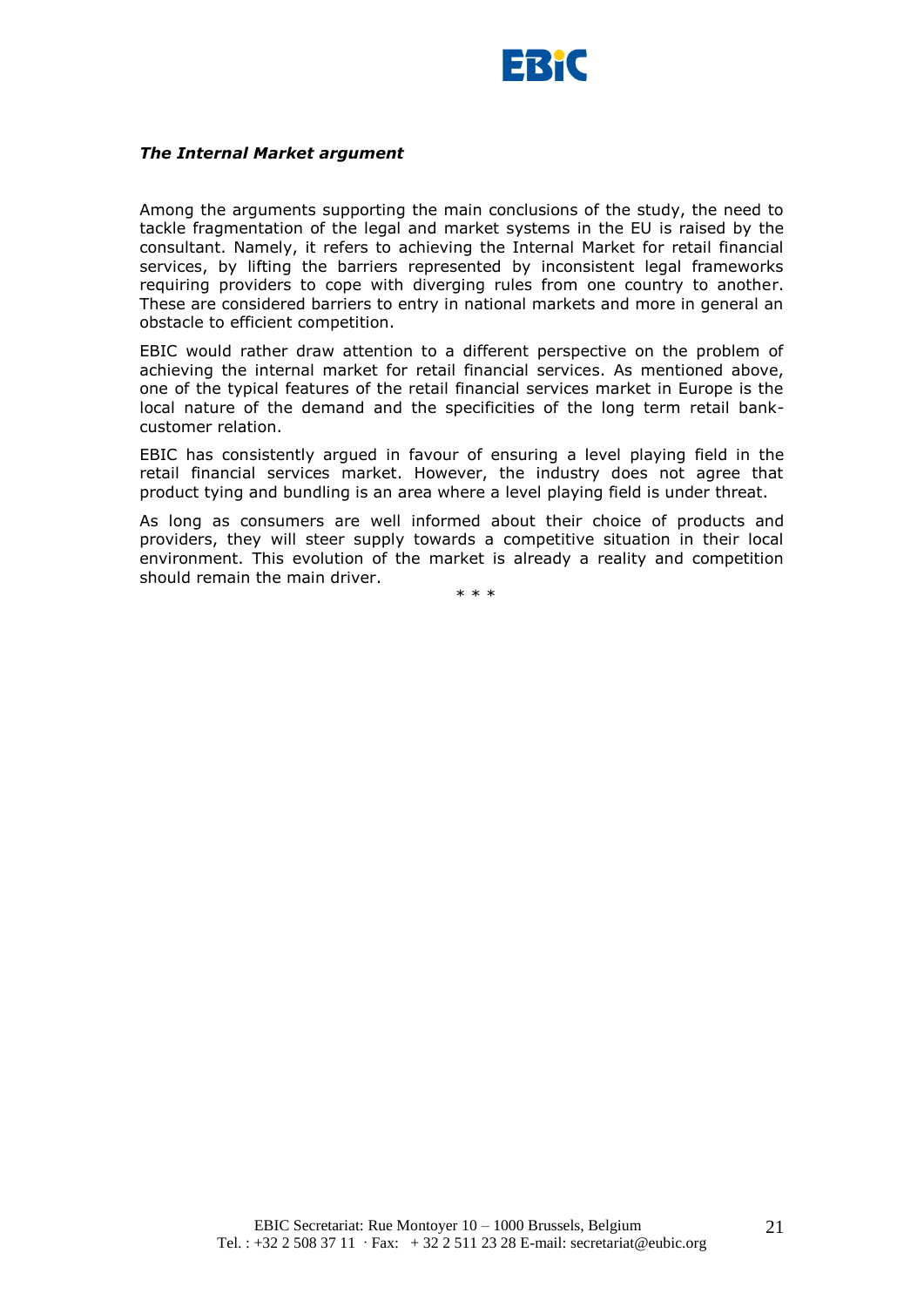***The Internal Market argument***

Among the arguments supporting the main conclusions of the study, the need to tackle fragmentation of the legal and market systems in the EU is raised by the consultant. Namely, it refers to achieving the Internal Market for retail financial services, by lifting the barriers represented by inconsistent legal frameworks requiring providers to cope with diverging rules from one country to another. These are considered barriers to entry in national markets and more in general an obstacle to efficient competition.

EBIC would rather draw attention to a different perspective on the problem of achieving the internal market for retail financial services. As mentioned above, one of the typical features of the retail financial services market in Europe is the local nature of the demand and the specificities of the long term retail bank-customer relation.

EBIC has consistently argued in favour of ensuring a level playing field in the retail financial services market. However, the industry does not agree that product tying and bundling is an area where a level playing field is under threat.

As long as consumers are well informed about their choice of products and providers, they will steer supply towards a competitive situation in their local environment. This evolution of the market is already a reality and competition should remain the main driver.

\* \* \*